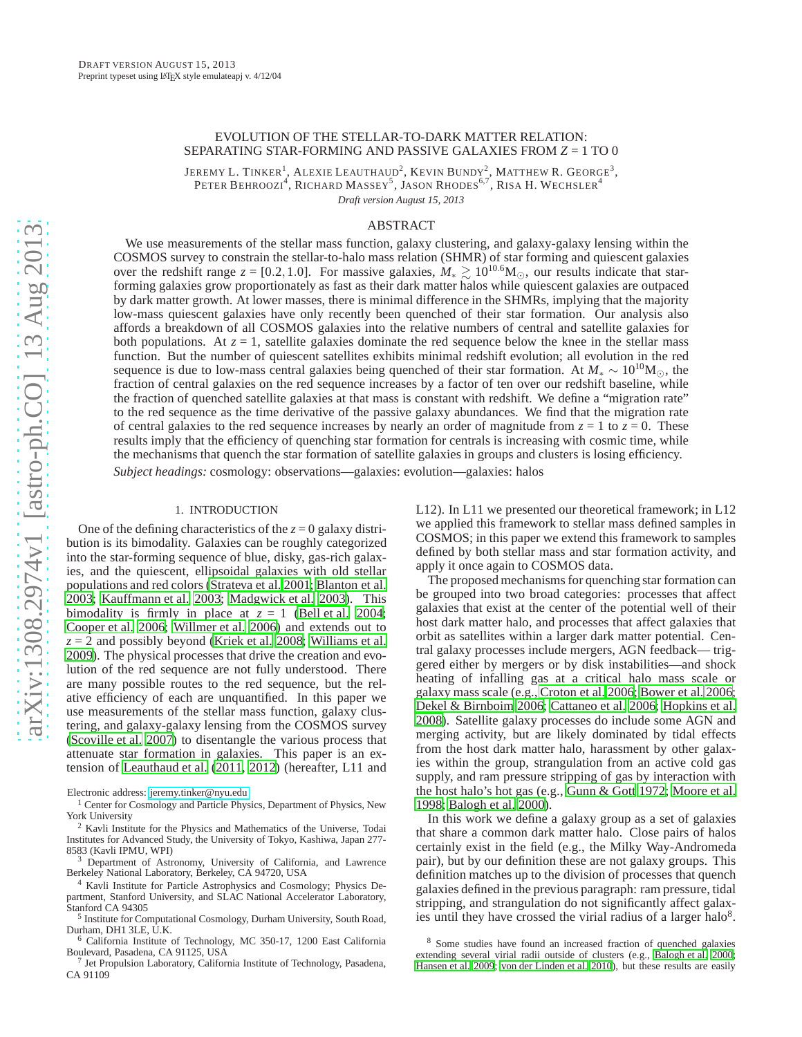# EVOLUTION OF THE STELLAR-TO-DARK MATTER RELATION: SEPARATING STAR-FORMING AND PASSIVE GALAXIES FROM $Z = 1$ TO 0

JEREMY L. TINKER[1], ALEXIE LEAUTHAUD[2], KEVIN BUNDY[2], MATTHEW R. GEORGE[3], PETER BEHROOZI[4], RICHARD MASSEY[5], JASON RHODES[6,7], RISA H. WECHSLER[4]

*Draft version August 15, 2013*

## ABSTRACT

We use measurements of the stellar mass function, galaxy clustering, and galaxy-galaxy lensing within the COSMOS survey to constrain the stellar-to-halo mass relation (SHMR) of star forming and quiescent galaxies over the redshift range $z = [0.2, 1.0]$. For massive galaxies, $M_* \gtrsim 10^{10.6}\mathrm{M}_\odot$, our results indicate that star-forming galaxies grow proportionately as fast as their dark matter halos while quiescent galaxies are outpaced by dark matter growth. At lower masses, there is minimal difference in the SHMRs, implying that the majority low-mass quiescent galaxies have only recently been quenched of their star formation. Our analysis also affords a breakdown of all COSMOS galaxies into the relative numbers of central and satellite galaxies for both populations. At $z = 1$, satellite galaxies dominate the red sequence below the knee in the stellar mass function. But the number of quiescent satellites exhibits minimal redshift evolution; all evolution in the red sequence is due to low-mass central galaxies being quenched of their star formation. At $M_* \sim 10^{10}\mathrm{M}_\odot$, the fraction of central galaxies on the red sequence increases by a factor of ten over our redshift baseline, while the fraction of quenched satellite galaxies at that mass is constant with redshift. We define a "migration rate" to the red sequence as the time derivative of the passive galaxy abundances. We find that the migration rate of central galaxies to the red sequence increases by nearly an order of magnitude from $z = 1$ to $z = 0$. These results imply that the efficiency of quenching star formation for centrals is increasing with cosmic time, while the mechanisms that quench the star formation of satellite galaxies in groups and clusters is losing efficiency.

*Subject headings:* cosmology: observations—galaxies: evolution—galaxies: halos

## 1. INTRODUCTION

One of the defining characteristics of the $z = 0$ galaxy distribution is its bimodality. Galaxies can be roughly categorized into the star-forming sequence of blue, disky, gas-rich galaxies, and the quiescent, ellipsoidal galaxies with old stellar populations and red colors (Strateva et al. 2001; Blanton et al. 2003; Kauffmann et al. 2003; Madgwick et al. 2003). This bimodality is firmly in place at $z = 1$ (Bell et al. 2004; Cooper et al. 2006; Willmer et al. 2006) and extends out to $z = 2$ and possibly beyond (Kriek et al. 2008; Williams et al. 2009). The physical processes that drive the creation and evolution of the red sequence are not fully understood. There are many possible routes to the red sequence, but the relative efficiency of each are unquantified. In this paper we use measurements of the stellar mass function, galaxy clustering, and galaxy-galaxy lensing from the COSMOS survey (Scoville et al. 2007) to disentangle the various process that attenuate star formation in galaxies. This paper is an extension of Leauthaud et al. (2011, 2012) (hereafter, L11 and L12). In L11 we presented our theoretical framework; in L12 we applied this framework to stellar mass defined samples in COSMOS; in this paper we extend this framework to samples defined by both stellar mass and star formation activity, and apply it once again to COSMOS data.

The proposed mechanisms for quenching star formation can be grouped into two broad categories: processes that affect galaxies that exist at the center of the potential well of their host dark matter halo, and processes that affect galaxies that orbit as satellites within a larger dark matter potential. Central galaxy processes include mergers, AGN feedback— triggered either by mergers or by disk instabilities—and shock heating of infalling gas at a critical halo mass scale or galaxy mass scale (e.g., Croton et al. 2006; Bower et al. 2006; Dekel & Birnboim 2006; Cattaneo et al. 2006; Hopkins et al. 2008). Satellite galaxy processes do include some AGN and merging activity, but are likely dominated by tidal effects from the host dark matter halo, harassment by other galaxies within the group, strangulation from an active cold gas supply, and ram pressure stripping of gas by interaction with the host halo's hot gas (e.g., Gunn & Gott 1972; Moore et al. 1998; Balogh et al. 2000).

In this work we define a galaxy group as a set of galaxies that share a common dark matter halo. Close pairs of halos certainly exist in the field (e.g., the Milky Way-Andromeda pair), but by our definition these are not galaxy groups. This definition matches up to the division of processes that quench galaxies defined in the previous paragraph: ram pressure, tidal stripping, and strangulation do not significantly affect galaxies until they have crossed the virial radius of a larger halo[8].

Electronic address: jeremy.tinker@nyu.edu

[1] Center for Cosmology and Particle Physics, Department of Physics, New York University

[2] Kavli Institute for the Physics and Mathematics of the Universe, Todai Institutes for Advanced Study, the University of Tokyo, Kashiwa, Japan 277-8583 (Kavli IPMU, WPI)

[3] Department of Astronomy, University of California, and Lawrence Berkeley National Laboratory, Berkeley, CA 94720, USA

[4] Kavli Institute for Particle Astrophysics and Cosmology; Physics Department, Stanford University, and SLAC National Accelerator Laboratory, Stanford CA 94305

[5] Institute for Computational Cosmology, Durham University, South Road, Durham, DH1 3LE, U.K.

[6] California Institute of Technology, MC 350-17, 1200 East California Boulevard, Pasadena, CA 91125, USA

[7] Jet Propulsion Laboratory, California Institute of Technology, Pasadena, CA 91109

[8] Some studies have found an increased fraction of quenched galaxies extending several virial radii outside of clusters (e.g., Balogh et al. 2000; Hansen et al. 2009; von der Linden et al. 2010), but these results are easily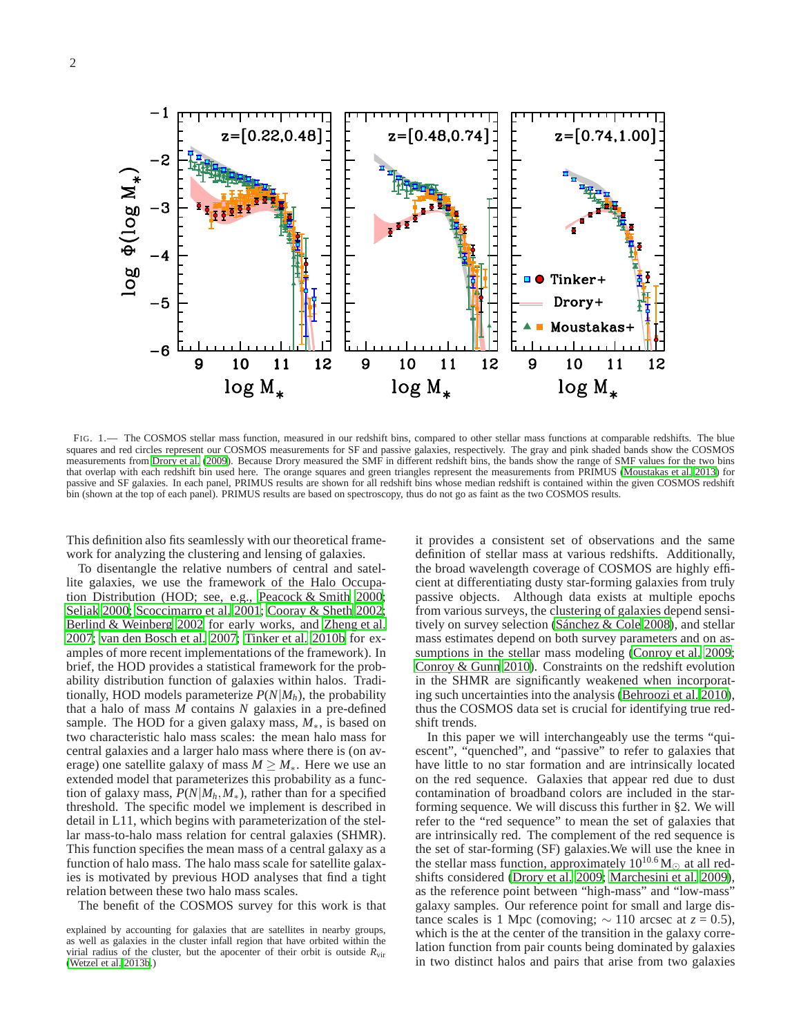FIG. 1.— The COSMOS stellar mass function, measured in our redshift bins, compared to other stellar mass functions at comparable redshifts. The blue squares and red circles represent our COSMOS measurements for SF and passive galaxies, respectively. The gray and pink shaded bands show the COSMOS measurements from Drory et al. (2009). Because Drory measured the SMF in different redshift bins, the bands show the range of SMF values for the two bins that overlap with each redshift bin used here. The orange squares and green triangles represent the measurements from PRIMUS (Moustakas et al. 2013) for passive and SF galaxies. In each panel, PRIMUS results are shown for all redshift bins whose median redshift is contained within the given COSMOS redshift bin (shown at the top of each panel). PRIMUS results are based on spectroscopy, thus do not go as faint as the two COSMOS results.

This definition also fits seamlessly with our theoretical framework for analyzing the clustering and lensing of galaxies.

To disentangle the relative numbers of central and satellite galaxies, we use the framework of the Halo Occupation Distribution (HOD; see, e.g., Peacock & Smith 2000; Seljak 2000; Scoccimarro et al. 2001; Cooray & Sheth 2002; Berlind & Weinberg 2002 for early works, and Zheng et al. 2007; van den Bosch et al. 2007; Tinker et al. 2010b for examples of more recent implementations of the framework). In brief, the HOD provides a statistical framework for the probability distribution function of galaxies within halos. Traditionally, HOD models parameterize $P(N|M_h)$, the probability that a halo of mass $M$ contains $N$ galaxies in a pre-defined sample. The HOD for a given galaxy mass, $M_*$, is based on two characteristic halo mass scales: the mean halo mass for central galaxies and a larger halo mass where there is (on average) one satellite galaxy of mass $M \geq M_*$. Here we use an extended model that parameterizes this probability as a function of galaxy mass, $P(N|M_h, M_*)$, rather than for a specified threshold. The specific model we implement is described in detail in L11, which begins with parameterization of the stellar mass-to-halo mass relation for central galaxies (SHMR). This function specifies the mean mass of a central galaxy as a function of halo mass. The halo mass scale for satellite galaxies is motivated by previous HOD analyses that find a tight relation between these two halo mass scales.

The benefit of the COSMOS survey for this work is that it provides a consistent set of observations and the same definition of stellar mass at various redshifts. Additionally, the broad wavelength coverage of COSMOS are highly efficient at differentiating dusty star-forming galaxies from truly passive objects. Although data exists at multiple epochs from various surveys, the clustering of galaxies depend sensitively on survey selection (Sánchez & Cole 2008), and stellar mass estimates depend on both survey parameters and on assumptions in the stellar mass modeling (Conroy et al. 2009; Conroy & Gunn 2010). Constraints on the redshift evolution in the SHMR are significantly weakened when incorporating such uncertainties into the analysis (Behroozi et al. 2010), thus the COSMOS data set is crucial for identifying true redshift trends.

In this paper we will interchangeably use the terms "quiescent", "quenched", and "passive" to refer to galaxies that have little to no star formation and are intrinsically located on the red sequence. Galaxies that appear red due to dust contamination of broadband colors are included in the star-forming sequence. We will discuss this further in §2. We will refer to the "red sequence" to mean the set of galaxies that are intrinsically red. The complement of the red sequence is the set of star-forming (SF) galaxies.We will use the knee in the stellar mass function, approximately $10^{10.6}\,M_\odot$ at all redshifts considered (Drory et al. 2009; Marchesini et al. 2009), as the reference point between "high-mass" and "low-mass" galaxy samples. Our reference point for small and large distance scales is 1 Mpc (comoving; $\sim 110$ arcsec at $z = 0.5$), which is the at the center of the transition in the galaxy correlation function from pair counts being dominated by galaxies in two distinct halos and pairs that arise from two galaxies

explained by accounting for galaxies that are satellites in nearby groups, as well as galaxies in the cluster infall region that have orbited within the virial radius of the cluster, but the apocenter of their orbit is outside $R_{\rm vir}$ (Wetzel et al. 2013b.)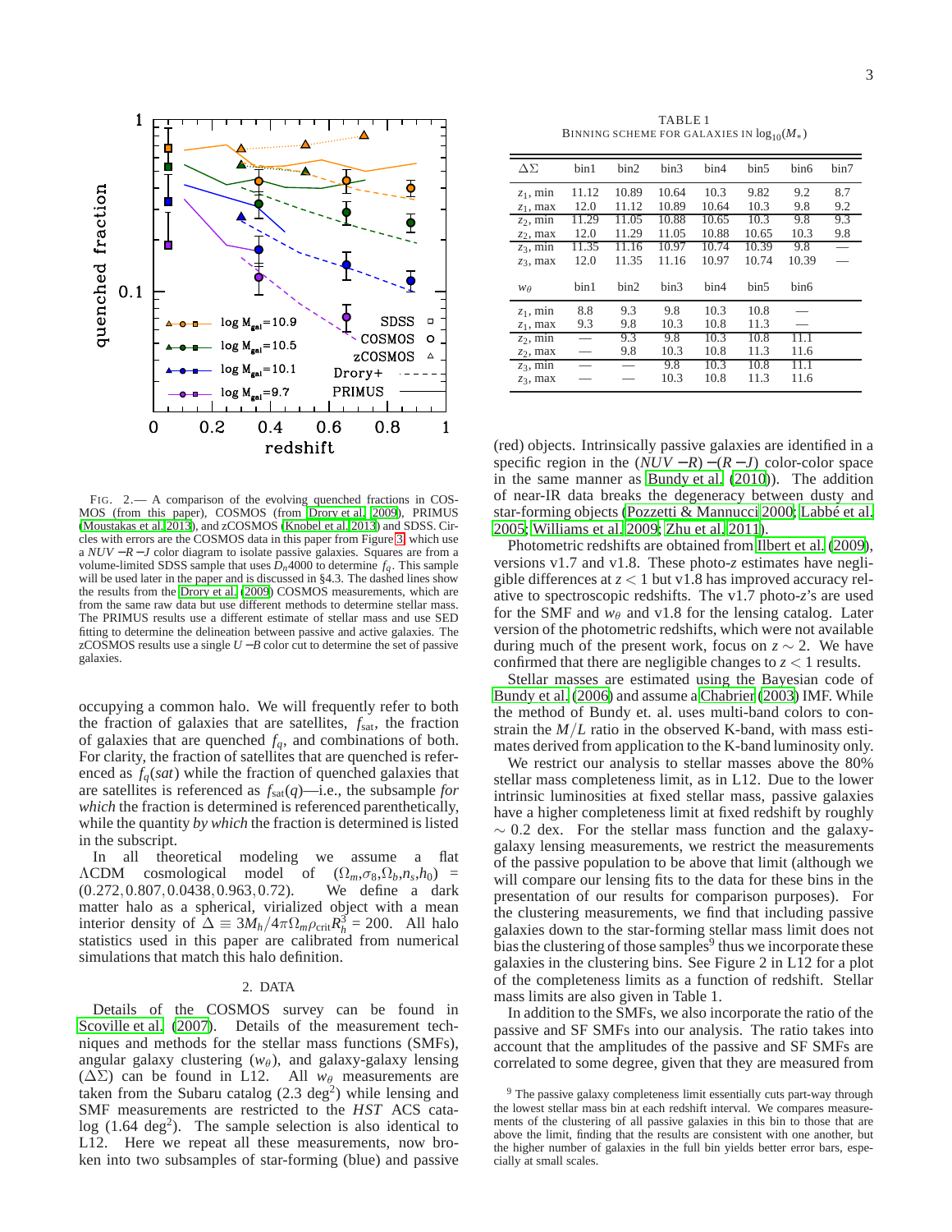FIG. 2.— A comparison of the evolving quenched fractions in COSMOS (from this paper), COSMOS (from Drory et al. 2009), PRIMUS (Moustakas et al. 2013), and zCOSMOS (Knobel et al. 2013) and SDSS. Circles with errors are the COSMOS data in this paper from Figure 3, which use a $NUV - R - J$ color diagram to isolate passive galaxies. Squares are from a volume-limited SDSS sample that uses $D_n4000$ to determine $f_q$. This sample will be used later in the paper and is discussed in §4.3. The dashed lines show the results from the Drory et al. (2009) COSMOS measurements, which are from the same raw data but use different methods to determine stellar mass. The PRIMUS results use a different estimate of stellar mass and use SED fitting to determine the delineation between passive and active galaxies. The zCOSMOS results use a single $U - B$ color cut to determine the set of passive galaxies.

occupying a common halo. We will frequently refer to both the fraction of galaxies that are satellites, $f_{\rm sat}$, the fraction of galaxies that are quenched $f_q$, and combinations of both. For clarity, the fraction of satellites that are quenched is referenced as $f_q(sat)$ while the fraction of quenched galaxies that are satellites is referenced as $f_{\rm sat}(q)$—i.e., the subsample *for which* the fraction is determined is referenced parenthetically, while the quantity *by which* the fraction is determined is listed in the subscript.

In all theoretical modeling we assume a flat ΛCDM cosmological model of $(\Omega_m, \sigma_8, \Omega_b, n_s, h_0) = (0.272, 0.807, 0.0438, 0.963, 0.72)$. We define a dark matter halo as a spherical, virialized object with a mean interior density of $\Delta \equiv 3M_h/4\pi\Omega_m\rho_{\rm crit}R_h^3 = 200$. All halo statistics used in this paper are calibrated from numerical simulations that match this halo definition.

## 2. DATA

Details of the COSMOS survey can be found in Scoville et al. (2007). Details of the measurement techniques and methods for the stellar mass functions (SMFs), angular galaxy clustering ($w_\theta$), and galaxy-galaxy lensing ($\Delta\Sigma$) can be found in L12. All $w_\theta$ measurements are taken from the Subaru catalog (2.3 deg$^2$) while lensing and SMF measurements are restricted to the *HST* ACS catalog (1.64 deg$^2$). The sample selection is also identical to L12. Here we repeat all these measurements, now broken into two subsamples of star-forming (blue) and passive

TABLE 1
BINNING SCHEME FOR GALAXIES IN $\log_{10}(M_*)$

| $\Delta\Sigma$ | bin1 | bin2 | bin3 | bin4 | bin5 | bin6 | bin7 |
|---|---|---|---|---|---|---|---|
| $z_1$, min | 11.12 | 10.89 | 10.64 | 10.3 | 9.82 | 9.2 | 8.7 |
| $z_1$, max | 12.0 | 11.12 | 10.89 | 10.64 | 10.3 | 9.8 | 9.2 |
| $z_2$, min | 11.29 | 11.05 | 10.88 | 10.65 | 10.3 | 9.8 | 9.3 |
| $z_2$, max | 12.0 | 11.29 | 11.05 | 10.88 | 10.65 | 10.3 | 9.8 |
| $z_3$, min | 11.35 | 11.16 | 10.97 | 10.74 | 10.39 | 9.8 | — |
| $z_3$, max | 12.0 | 11.35 | 11.16 | 10.97 | 10.74 | 10.39 | — |
| $w_\theta$ | bin1 | bin2 | bin3 | bin4 | bin5 | bin6 | |
| $z_1$, min | 8.8 | 9.3 | 9.8 | 10.3 | 10.8 | — | |
| $z_1$, max | 9.3 | 9.8 | 10.3 | 10.8 | 11.3 | — | |
| $z_2$, min | — | 9.3 | 9.8 | 10.3 | 10.8 | 11.1 | |
| $z_2$, max | — | 9.8 | 10.3 | 10.8 | 11.3 | 11.6 | |
| $z_3$, min | — | — | 9.8 | 10.3 | 10.8 | 11.1 | |
| $z_3$, max | — | — | 10.3 | 10.8 | 11.3 | 11.6 | |

(red) objects. Intrinsically passive galaxies are identified in a specific region in the $(NUV - R) - (R - J)$ color-color space in the same manner as Bundy et al. (2010)). The addition of near-IR data breaks the degeneracy between dusty and star-forming objects (Pozzetti & Mannucci 2000; Labbé et al. 2005; Williams et al. 2009; Zhu et al. 2011).

Photometric redshifts are obtained from Ilbert et al. (2009), versions v1.7 and v1.8. These photo-$z$ estimates have negligible differences at $z < 1$ but v1.8 has improved accuracy relative to spectroscopic redshifts. The v1.7 photo-$z$'s are used for the SMF and $w_\theta$ and v1.8 for the lensing catalog. Later version of the photometric redshifts, which were not available during much of the present work, focus on $z \sim 2$. We have confirmed that there are negligible changes to $z < 1$ results.

Stellar masses are estimated using the Bayesian code of Bundy et al. (2006) and assume a Chabrier (2003) IMF. While the method of Bundy et. al. uses multi-band colors to constrain the $M/L$ ratio in the observed K-band, with mass estimates derived from application to the K-band luminosity only.

We restrict our analysis to stellar masses above the 80% stellar mass completeness limit, as in L12. Due to the lower intrinsic luminosities at fixed stellar mass, passive galaxies have a higher completeness limit at fixed redshift by roughly $\sim 0.2$ dex. For the stellar mass function and the galaxy-galaxy lensing measurements, we restrict the measurements of the passive population to be above that limit (although we will compare our lensing fits to the data for these bins in the presentation of our results for comparison purposes). For the clustering measurements, we find that including passive galaxies down to the star-forming stellar mass limit does not bias the clustering of those samples[9] thus we incorporate these galaxies in the clustering bins. See Figure 2 in L12 for a plot of the completeness limits as a function of redshift. Stellar mass limits are also given in Table 1.

In addition to the SMFs, we also incorporate the ratio of the passive and SF SMFs into our analysis. The ratio takes into account that the amplitudes of the passive and SF SMFs are correlated to some degree, given that they are measured from

[9] The passive galaxy completeness limit essentially cuts part-way through the lowest stellar mass bin at each redshift interval. We compares measurements of the clustering of all passive galaxies in this bin to those that are above the limit, finding that the results are consistent with one another, but the higher number of galaxies in the full bin yields better error bars, especially at small scales.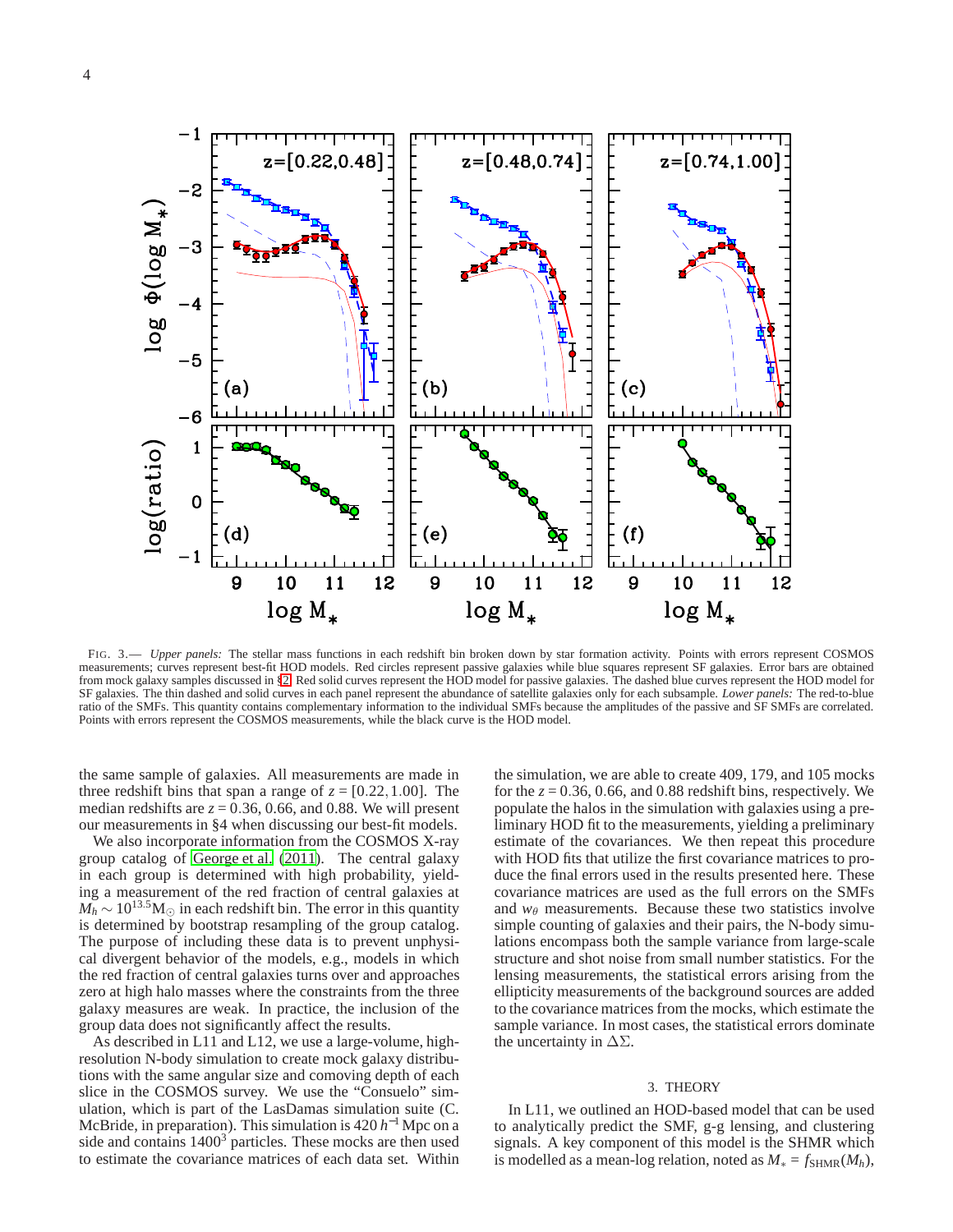FIG. 3.— *Upper panels:* The stellar mass functions in each redshift bin broken down by star formation activity. Points with errors represent COSMOS measurements; curves represent best-fit HOD models. Red circles represent passive galaxies while blue squares represent SF galaxies. Error bars are obtained from mock galaxy samples discussed in §2. Red solid curves represent the HOD model for passive galaxies. The dashed blue curves represent the HOD model for SF galaxies. The thin dashed and solid curves in each panel represent the abundance of satellite galaxies only for each subsample. *Lower panels:* The red-to-blue ratio of the SMFs. This quantity contains complementary information to the individual SMFs because the amplitudes of the passive and SF SMFs are correlated. Points with errors represent the COSMOS measurements, while the black curve is the HOD model.

the same sample of galaxies. All measurements are made in three redshift bins that span a range of $z = [0.22, 1.00]$. The median redshifts are $z = 0.36$, 0.66, and 0.88. We will present our measurements in §4 when discussing our best-fit models.

We also incorporate information from the COSMOS X-ray group catalog of George et al. (2011). The central galaxy in each group is determined with high probability, yielding a measurement of the red fraction of central galaxies at $M_h \sim 10^{13.5} M_\odot$ in each redshift bin. The error in this quantity is determined by bootstrap resampling of the group catalog. The purpose of including these data is to prevent unphysical divergent behavior of the models, e.g., models in which the red fraction of central galaxies turns over and approaches zero at high halo masses where the constraints from the three galaxy measures are weak. In practice, the inclusion of the group data does not significantly affect the results.

As described in L11 and L12, we use a large-volume, high-resolution N-body simulation to create mock galaxy distributions with the same angular size and comoving depth of each slice in the COSMOS survey. We use the "Consuelo" simulation, which is part of the LasDamas simulation suite (C. McBride, in preparation). This simulation is 420 $h^{-1}$ Mpc on a side and contains $1400^3$ particles. These mocks are then used to estimate the covariance matrices of each data set. Within the simulation, we are able to create 409, 179, and 105 mocks for the $z = 0.36$, 0.66, and 0.88 redshift bins, respectively. We populate the halos in the simulation with galaxies using a preliminary HOD fit to the measurements, yielding a preliminary estimate of the covariances. We then repeat this procedure with HOD fits that utilize the first covariance matrices to produce the final errors used in the results presented here. These covariance matrices are used as the full errors on the SMFs and $w_\theta$ measurements. Because these two statistics involve simple counting of galaxies and their pairs, the N-body simulations encompass both the sample variance from large-scale structure and shot noise from small number statistics. For the lensing measurements, the statistical errors arising from the ellipticity measurements of the background sources are added to the covariance matrices from the mocks, which estimate the sample variance. In most cases, the statistical errors dominate the uncertainty in $\Delta\Sigma$.

## 3. THEORY

In L11, we outlined an HOD-based model that can be used to analytically predict the SMF, g-g lensing, and clustering signals. A key component of this model is the SHMR which is modelled as a mean-log relation, noted as $M_* = f_{\rm SHMR}(M_h)$,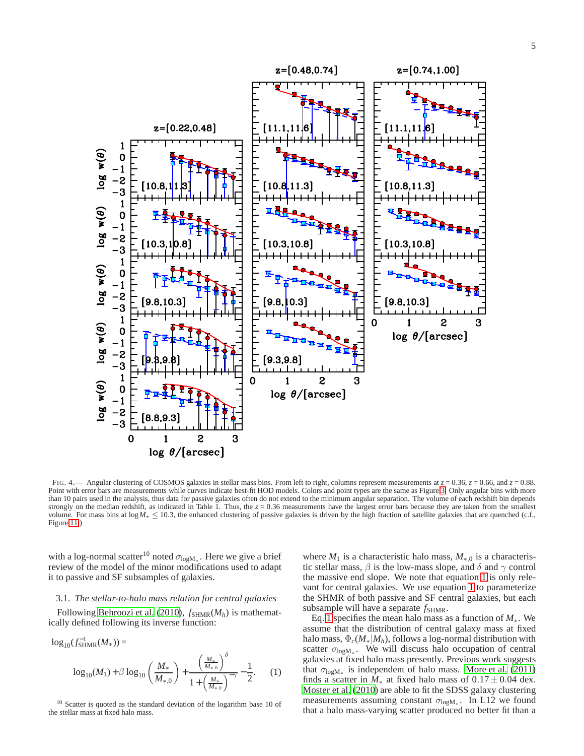FIG. 4.— Angular clustering of COSMOS galaxies in stellar mass bins. From left to right, columns represent measurements at $z = 0.36$, $z = 0.66$, and $z = 0.88$. Point with error bars are measurements while curves indicate best-fit HOD models. Colors and point types are the same as Figure 3. Only angular bins with more than 10 pairs used in the analysis, thus data for passive galaxies often do not extend to the minimum angular separation. The volume of each redshift bin depends strongly on the median redshift, as indicated in Table 1. Thus, the $z = 0.36$ measurements have the largest error bars because they are taken from the smallest volume. For mass bins at $\log M_* \leq 10.3$, the enhanced clustering of passive galaxies is driven by the high fraction of satellite galaxies that are quenched (c.f., Figure 11)

with a log-normal scatter[10] noted $\sigma_{\log M_*}$. Here we give a brief review of the minor modifications used to adapt it to passive and SF subsamples of galaxies.

### 3.1. *The stellar-to-halo mass relation for central galaxies*

Following Behroozi et al. (2010), $f_{\rm SHMR}(M_h)$ is mathematically defined following its inverse function:

$$\log_{10}(f^{-1}_{\rm SHMR}(M_*)) =$$

$$\log_{10}(M_1) + \beta \log_{10}\left(\frac{M_*}{M_{*,0}}\right) + \frac{\left(\frac{M_*}{M_{*,0}}\right)^{\delta}}{1+\left(\frac{M_*}{M_{*,0}}\right)^{-\gamma}} - \frac{1}{2}. \quad (1)$$

[10] Scatter is quoted as the standard deviation of the logarithm base 10 of the stellar mass at fixed halo mass.

where $M_1$ is a characteristic halo mass, $M_{*,0}$ is a characteristic stellar mass, $\beta$ is the low-mass slope, and $\delta$ and $\gamma$ control the massive end slope. We note that equation 1 is only relevant for central galaxies. We use equation 1 to parameterize the SHMR of both passive and SF central galaxies, but each subsample will have a separate $f_{\rm SHMR}$.

Eq. 1 specifies the mean halo mass as a function of $M_*$. We assume that the distribution of central galaxy mass at fixed halo mass, $\Phi_c(M_*|M_h)$, follows a log-normal distribution with scatter $\sigma_{\log M_*}$. We will discuss halo occupation of central galaxies at fixed halo mass presently. Previous work suggests that $\sigma_{\log M_*}$ is independent of halo mass. More et al. (2011) finds a scatter in $M_*$ at fixed halo mass of $0.17 \pm 0.04$ dex. Moster et al. (2010) are able to fit the SDSS galaxy clustering measurements assuming constant $\sigma_{\log M_*}$. In L12 we found that a halo mass-varying scatter produced no better fit than a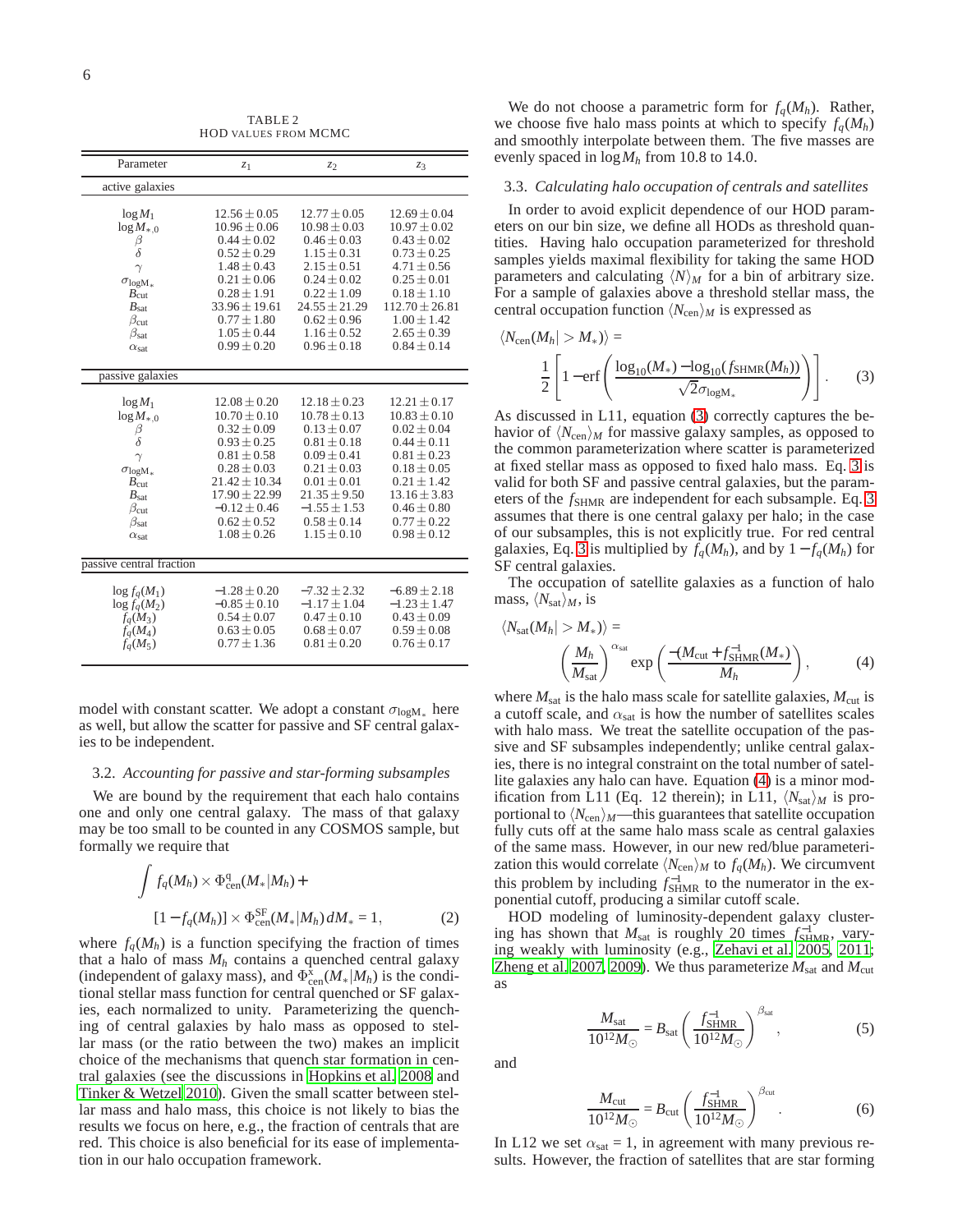TABLE 2
HOD VALUES FROM MCMC

| Parameter | $z_1$ | $z_2$ | $z_3$ |
|---|---|---|---|
| active galaxies | | | |
| $\log M_1$ | $12.56 \pm 0.05$ | $12.77 \pm 0.05$ | $12.69 \pm 0.04$ |
| $\log M_{*,0}$ | $10.96 \pm 0.06$ | $10.98 \pm 0.03$ | $10.97 \pm 0.02$ |
| $\beta$ | $0.44 \pm 0.02$ | $0.46 \pm 0.03$ | $0.43 \pm 0.02$ |
| $\delta$ | $0.52 \pm 0.29$ | $1.15 \pm 0.31$ | $0.73 \pm 0.25$ |
| $\gamma$ | $1.48 \pm 0.43$ | $2.15 \pm 0.51$ | $4.71 \pm 0.56$ |
| $\sigma_{\log M_*}$ | $0.21 \pm 0.06$ | $0.24 \pm 0.02$ | $0.25 \pm 0.01$ |
| $B_{\rm cut}$ | $0.28 \pm 1.91$ | $0.22 \pm 1.09$ | $0.18 \pm 1.10$ |
| $B_{\rm sat}$ | $33.96 \pm 19.61$ | $24.55 \pm 21.29$ | $112.70 \pm 26.81$ |
| $\beta_{\rm cut}$ | $0.77 \pm 1.80$ | $0.62 \pm 0.96$ | $1.00 \pm 1.42$ |
| $\beta_{\rm sat}$ | $1.05 \pm 0.44$ | $1.16 \pm 0.52$ | $2.65 \pm 0.39$ |
| $\alpha_{\rm sat}$ | $0.99 \pm 0.20$ | $0.96 \pm 0.18$ | $0.84 \pm 0.14$ |
| passive galaxies | | | |
| $\log M_1$ | $12.08 \pm 0.20$ | $12.18 \pm 0.23$ | $12.21 \pm 0.17$ |
| $\log M_{*,0}$ | $10.70 \pm 0.10$ | $10.78 \pm 0.13$ | $10.83 \pm 0.10$ |
| $\beta$ | $0.32 \pm 0.09$ | $0.13 \pm 0.07$ | $0.02 \pm 0.04$ |
| $\delta$ | $0.93 \pm 0.25$ | $0.81 \pm 0.18$ | $0.44 \pm 0.11$ |
| $\gamma$ | $0.81 \pm 0.58$ | $0.09 \pm 0.41$ | $0.81 \pm 0.23$ |
| $\sigma_{\log M_*}$ | $0.28 \pm 0.03$ | $0.21 \pm 0.03$ | $0.18 \pm 0.05$ |
| $B_{\rm cut}$ | $21.42 \pm 10.34$ | $0.01 \pm 0.01$ | $0.21 \pm 1.42$ |
| $B_{\rm sat}$ | $17.90 \pm 22.99$ | $21.35 \pm 9.50$ | $13.16 \pm 3.83$ |
| $\beta_{\rm cut}$ | $-0.12 \pm 0.46$ | $-1.55 \pm 1.53$ | $0.46 \pm 0.80$ |
| $\beta_{\rm sat}$ | $0.62 \pm 0.52$ | $0.58 \pm 0.14$ | $0.77 \pm 0.22$ |
| $\alpha_{\rm sat}$ | $1.08 \pm 0.26$ | $1.15 \pm 0.10$ | $0.98 \pm 0.12$ |
| passive central fraction | | | |
| $\log f_q(M_1)$ | $-1.28 \pm 0.20$ | $-7.32 \pm 2.32$ | $-6.89 \pm 2.18$ |
| $\log f_q(M_2)$ | $-0.85 \pm 0.10$ | $-1.17 \pm 1.04$ | $-1.23 \pm 1.47$ |
| $f_q(M_3)$ | $0.54 \pm 0.07$ | $0.47 \pm 0.10$ | $0.43 \pm 0.09$ |
| $f_q(M_4)$ | $0.63 \pm 0.05$ | $0.68 \pm 0.07$ | $0.59 \pm 0.08$ |
| $f_q(M_5)$ | $0.77 \pm 1.36$ | $0.81 \pm 0.20$ | $0.76 \pm 0.17$ |

model with constant scatter. We adopt a constant $\sigma_{\log M_*}$ here as well, but allow the scatter for passive and SF central galaxies to be independent.

### 3.2. *Accounting for passive and star-forming subsamples*

We are bound by the requirement that each halo contains one and only one central galaxy. The mass of that galaxy may be too small to be counted in any COSMOS sample, but formally we require that

$$\int f_q(M_h) \times \Phi^{\rm q}_{\rm cen}(M_*|M_h) + [1 - f_q(M_h)] \times \Phi^{\rm SF}_{\rm cen}(M_*|M_h)\, dM_* = 1, \quad (2)$$

where $f_q(M_h)$ is a function specifying the fraction of times that a halo of mass $M_h$ contains a quenched central galaxy (independent of galaxy mass), and $\Phi^{\rm x}_{\rm cen}(M_*|M_h)$ is the conditional stellar mass function for central quenched or SF galaxies, each normalized to unity. Parameterizing the quenching of central galaxies by halo mass as opposed to stellar mass (or the ratio between the two) makes an implicit choice of the mechanisms that quench star formation in central galaxies (see the discussions in Hopkins et al. 2008 and Tinker & Wetzel 2010). Given the small scatter between stellar mass and halo mass, this choice is not likely to bias the results we focus on here, e.g., the fraction of centrals that are red. This choice is also beneficial for its ease of implementation in our halo occupation framework.

We do not choose a parametric form for $f_q(M_h)$. Rather, we choose five halo mass points at which to specify $f_q(M_h)$ and smoothly interpolate between them. The five masses are evenly spaced in $\log M_h$ from 10.8 to 14.0.

### 3.3. *Calculating halo occupation of centrals and satellites*

In order to avoid explicit dependence of our HOD parameters on our bin size, we define all HODs as threshold quantities. Having halo occupation parameterized for threshold samples yields maximal flexibility for taking the same HOD parameters and calculating $\langle N \rangle_M$ for a bin of arbitrary size. For a sample of galaxies above a threshold stellar mass, the central occupation function $\langle N_{\rm cen}\rangle_M$ is expressed as

$$\langle N_{\rm cen}(M_h| > M_*)\rangle = \frac{1}{2}\left[1 - {\rm erf}\left(\frac{\log_{10}(M_*) - \log_{10}(f_{\rm SHMR}(M_h))}{\sqrt{2}\sigma_{\log M_*}}\right)\right]. \quad (3)$$

As discussed in L11, equation (3) correctly captures the behavior of $\langle N_{\rm cen}\rangle_M$ for massive galaxy samples, as opposed to the common parameterization where scatter is parameterized at fixed stellar mass as opposed to fixed halo mass. Eq. 3 is valid for both SF and passive central galaxies, but the parameters of the $f_{\rm SHMR}$ are independent for each subsample. Eq. 3 assumes that there is one central galaxy per halo; in the case of our subsamples, this is not explicitly true. For red central galaxies, Eq. 3 is multiplied by $f_q(M_h)$, and by $1 - f_q(M_h)$ for SF central galaxies.

The occupation of satellite galaxies as a function of halo mass, $\langle N_{\rm sat}\rangle_M$, is

$$\langle N_{\rm sat}(M_h| > M_*)\rangle = \left(\frac{M_h}{M_{\rm sat}}\right)^{\alpha_{\rm sat}} \exp\left(\frac{-(M_{\rm cut} + f^{-1}_{\rm SHMR}(M_*))}{M_h}\right), \quad (4)$$

where $M_{\rm sat}$ is the halo mass scale for satellite galaxies, $M_{\rm cut}$ is a cutoff scale, and $\alpha_{\rm sat}$ is how the number of satellites scales with halo mass. We treat the satellite occupation of the passive and SF subsamples independently; unlike central galaxies, there is no integral constraint on the total number of satellite galaxies any halo can have. Equation (4) is a minor modification from L11 (Eq. 12 therein); in L11, $\langle N_{\rm sat}\rangle_M$ is proportional to $\langle N_{\rm cen}\rangle_M$—this guarantees that satellite occupation fully cuts off at the same halo mass scale as central galaxies of the same mass. However, in our new red/blue parameterization this would correlate $\langle N_{\rm cen}\rangle_M$ to $f_q(M_h)$. We circumvent this problem by including $f^{-1}_{\rm SHMR}$ to the numerator in the exponential cutoff, producing a similar cutoff scale.

HOD modeling of luminosity-dependent galaxy clustering has shown that $M_{\rm sat}$ is roughly 20 times $f^{-1}_{\rm SHMR}$, varying weakly with luminosity (e.g., Zehavi et al. 2005, 2011; Zheng et al. 2007, 2009). We thus parameterize $M_{\rm sat}$ and $M_{\rm cut}$ as

$$\frac{M_{\rm sat}}{10^{12}M_\odot} = B_{\rm sat}\left(\frac{f^{-1}_{\rm SHMR}}{10^{12}M_\odot}\right)^{\beta_{\rm sat}}, \quad (5)$$

and

$$\frac{M_{\rm cut}}{10^{12}M_\odot} = B_{\rm cut}\left(\frac{f^{-1}_{\rm SHMR}}{10^{12}M_\odot}\right)^{\beta_{\rm cut}}. \quad (6)$$

In L12 we set $\alpha_{\rm sat} = 1$, in agreement with many previous results. However, the fraction of satellites that are star forming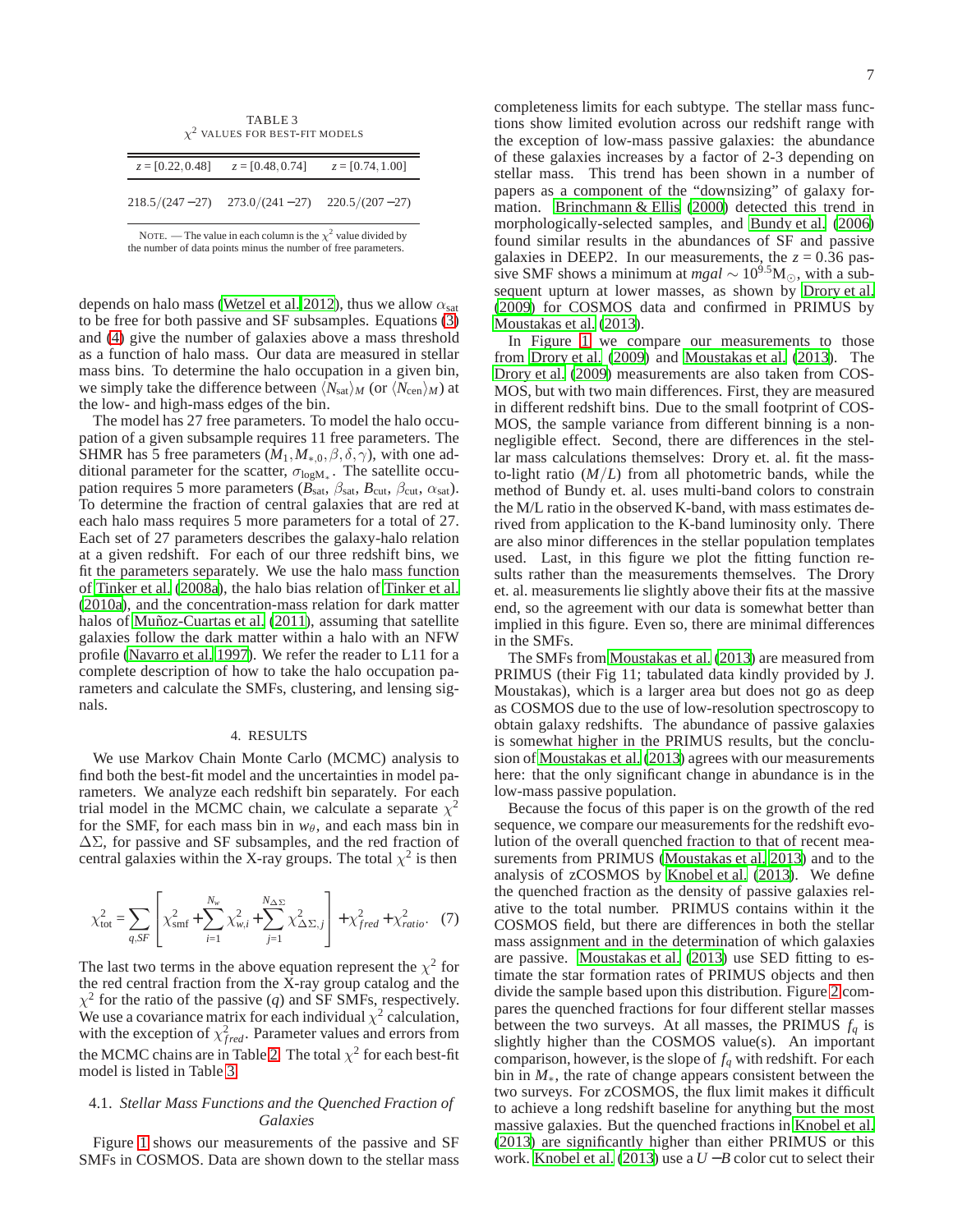TABLE 3
$\chi^2$ VALUES FOR BEST-FIT MODELS

| $z = [0.22, 0.48]$ | $z = [0.48, 0.74]$ | $z = [0.74, 1.00]$ |
|---|---|---|
| $218.5/(247-27)$ | $273.0/(241-27)$ | $220.5/(207-27)$ |

NOTE. — The value in each column is the $\chi^2$ value divided by the number of data points minus the number of free parameters.

depends on halo mass (Wetzel et al. 2012), thus we allow $\alpha_{\rm sat}$ to be free for both passive and SF subsamples. Equations (3) and (4) give the number of galaxies above a mass threshold as a function of halo mass. Our data are measured in stellar mass bins. To determine the halo occupation in a given bin, we simply take the difference between $\langle N_{\rm sat}\rangle_M$ (or $\langle N_{\rm cen}\rangle_M$) at the low- and high-mass edges of the bin.

The model has 27 free parameters. To model the halo occupation of a given subsample requires 11 free parameters. The SHMR has 5 free parameters ($M_1, M_{*,0}, \beta, \delta, \gamma$), with one additional parameter for the scatter, $\sigma_{\log {\rm M}_*}$. The satellite occupation requires 5 more parameters ($B_{\rm sat}$, $\beta_{\rm sat}$, $B_{\rm cut}$, $\beta_{\rm cut}$, $\alpha_{\rm sat}$). To determine the fraction of central galaxies that are red at each halo mass requires 5 more parameters for a total of 27. Each set of 27 parameters describes the galaxy-halo relation at a given redshift. For each of our three redshift bins, we fit the parameters separately. We use the halo mass function of Tinker et al. (2008a), the halo bias relation of Tinker et al. (2010a), and the concentration-mass relation for dark matter halos of Muñoz-Cuartas et al. (2011), assuming that satellite galaxies follow the dark matter within a halo with an NFW profile (Navarro et al. 1997). We refer the reader to L11 for a complete description of how to take the halo occupation parameters and calculate the SMFs, clustering, and lensing signals.

## 4. RESULTS

We use Markov Chain Monte Carlo (MCMC) analysis to find both the best-fit model and the uncertainties in model parameters. We analyze each redshift bin separately. For each trial model in the MCMC chain, we calculate a separate $\chi^2$ for the SMF, for each mass bin in $w_\theta$, and each mass bin in $\Delta\Sigma$, for passive and SF subsamples, and the red fraction of central galaxies within the X-ray groups. The total $\chi^2$ is then

$$\chi^2_{\rm tot} = \sum_{q,SF}\left[\chi^2_{\rm smf} + \sum_{i=1}^{N_w}\chi^2_{w,i} + \sum_{j=1}^{N_{\Delta\Sigma}}\chi^2_{\Delta\Sigma,j}\right] + \chi^2_{fred} + \chi^2_{ratio}. \quad (7)$$

The last two terms in the above equation represent the $\chi^2$ for the red central fraction from the X-ray group catalog and the $\chi^2$ for the ratio of the passive ($q$) and SF SMFs, respectively. We use a covariance matrix for each individual $\chi^2$ calculation, with the exception of $\chi^2_{fred}$. Parameter values and errors from the MCMC chains are in Table 2. The total $\chi^2$ for each best-fit model is listed in Table 3.

### 4.1. *Stellar Mass Functions and the Quenched Fraction of Galaxies*

Figure 1 shows our measurements of the passive and SF SMFs in COSMOS. Data are shown down to the stellar mass completeness limits for each subtype. The stellar mass functions show limited evolution across our redshift range with the exception of low-mass passive galaxies: the abundance of these galaxies increases by a factor of 2-3 depending on stellar mass. This trend has been shown in a number of papers as a component of the "downsizing" of galaxy formation. Brinchmann & Ellis (2000) detected this trend in morphologically-selected samples, and Bundy et al. (2006) found similar results in the abundances of SF and passive galaxies in DEEP2. In our measurements, the $z = 0.36$ passive SMF shows a minimum at $mgal \sim 10^{9.5}{\rm M}_\odot$, with a subsequent upturn at lower masses, as shown by Drory et al. (2009) for COSMOS data and confirmed in PRIMUS by Moustakas et al. (2013).

In Figure 1 we compare our measurements to those from Drory et al. (2009) and Moustakas et al. (2013). The Drory et al. (2009) measurements are also taken from COSMOS, but with two main differences. First, they are measured in different redshift bins. Due to the small footprint of COSMOS, the sample variance from different binning is a non-negligible effect. Second, there are differences in the stellar mass calculations themselves: Drory et. al. fit the mass-to-light ratio ($M/L$) from all photometric bands, while the method of Bundy et. al. uses multi-band colors to constrain the M/L ratio in the observed K-band, with mass estimates derived from application to the K-band luminosity only. There are also minor differences in the stellar population templates used. Last, in this figure we plot the fitting function results rather than the measurements themselves. The Drory et. al. measurements lie slightly above their fits at the massive end, so the agreement with our data is somewhat better than implied in this figure. Even so, there are minimal differences in the SMFs.

The SMFs from Moustakas et al. (2013) are measured from PRIMUS (their Fig 11; tabulated data kindly provided by J. Moustakas), which is a larger area but does not go as deep as COSMOS due to the use of low-resolution spectroscopy to obtain galaxy redshifts. The abundance of passive galaxies is somewhat higher in the PRIMUS results, but the conclusion of Moustakas et al. (2013) agrees with our measurements here: that the only significant change in abundance is in the low-mass passive population.

Because the focus of this paper is on the growth of the red sequence, we compare our measurements for the redshift evolution of the overall quenched fraction to that of recent measurements from PRIMUS (Moustakas et al. 2013) and to the analysis of zCOSMOS by Knobel et al. (2013). We define the quenched fraction as the density of passive galaxies relative to the total number. PRIMUS contains within it the COSMOS field, but there are differences in both the stellar mass assignment and in the determination of which galaxies are passive. Moustakas et al. (2013) use SED fitting to estimate the star formation rates of PRIMUS objects and then divide the sample based upon this distribution. Figure 2 compares the quenched fractions for four different stellar masses between the two surveys. At all masses, the PRIMUS $f_q$ is slightly higher than the COSMOS value(s). An important comparison, however, is the slope of $f_q$ with redshift. For each bin in $M_*$, the rate of change appears consistent between the two surveys. For zCOSMOS, the flux limit makes it difficult to achieve a long redshift baseline for anything but the most massive galaxies. But the quenched fractions in Knobel et al. (2013) are significantly higher than either PRIMUS or this work. Knobel et al. (2013) use a $U-B$ color cut to select their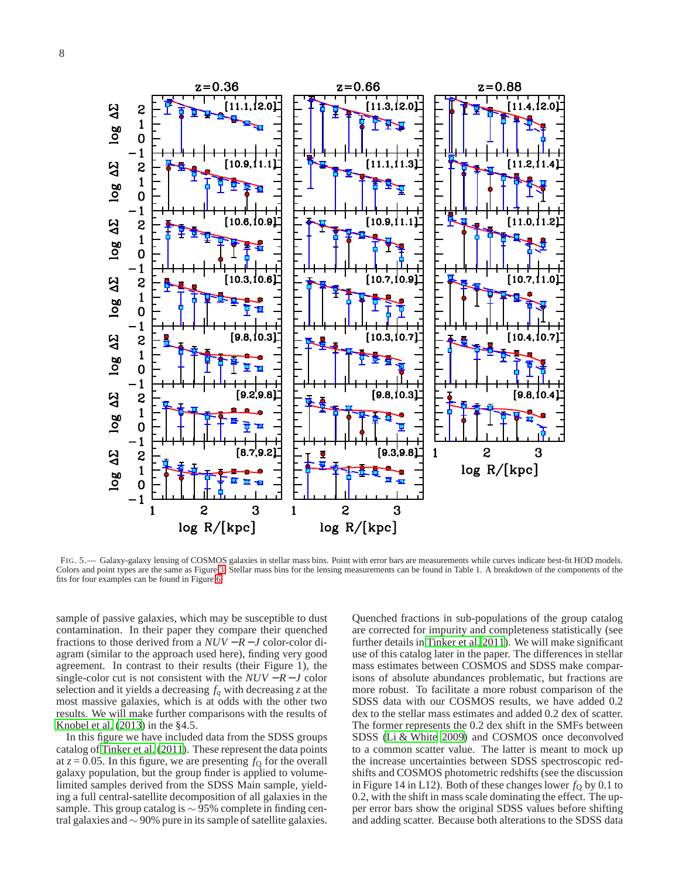FIG. 5.— Galaxy-galaxy lensing of COSMOS galaxies in stellar mass bins. Point with error bars are measurements while curves indicate best-fit HOD models. Colors and point types are the same as Figure 3. Stellar mass bins for the lensing measurements can be found in Table 1. A breakdown of the components of the fits for four examples can be found in Figure 6.

sample of passive galaxies, which may be susceptible to dust contamination. In their paper they compare their quenched fractions to those derived from a $NUV-R-J$ color-color diagram (similar to the approach used here), finding very good agreement. In contrast to their results (their Figure 1), the single-color cut is not consistent with the $NUV-R-J$ color selection and it yields a decreasing $f_q$ with decreasing $z$ at the most massive galaxies, which is at odds with the other two results. We will make further comparisons with the results of Knobel et al. (2013) in the §4.5.

In this figure we have included data from the SDSS groups catalog of Tinker et al. (2011). These represent the data points at $z = 0.05$. In this figure, we are presenting $f_{\rm Q}$ for the overall galaxy population, but the group finder is applied to volume-limited samples derived from the SDSS Main sample, yielding a full central-satellite decomposition of all galaxies in the sample. This group catalog is $\sim 95\%$ complete in finding central galaxies and $\sim 90\%$ pure in its sample of satellite galaxies. Quenched fractions in sub-populations of the group catalog are corrected for impurity and completeness statistically (see further details in Tinker et al. 2011). We will make significant use of this catalog later in the paper. The differences in stellar mass estimates between COSMOS and SDSS make comparisons of absolute abundances problematic, but fractions are more robust. To facilitate a more robust comparison of the SDSS data with our COSMOS results, we have added 0.2 dex to the stellar mass estimates and added 0.2 dex of scatter. The former represents the 0.2 dex shift in the SMFs between SDSS (Li & White 2009) and COSMOS once deconvolved to a common scatter value. The latter is meant to mock up the increase uncertainties between SDSS spectroscopic redshifts and COSMOS photometric redshifts (see the discussion in Figure 14 in L12). Both of these changes lower $f_{\rm Q}$ by 0.1 to 0.2, with the shift in mass scale dominating the effect. The upper error bars show the original SDSS values before shifting and adding scatter. Because both alterations to the SDSS data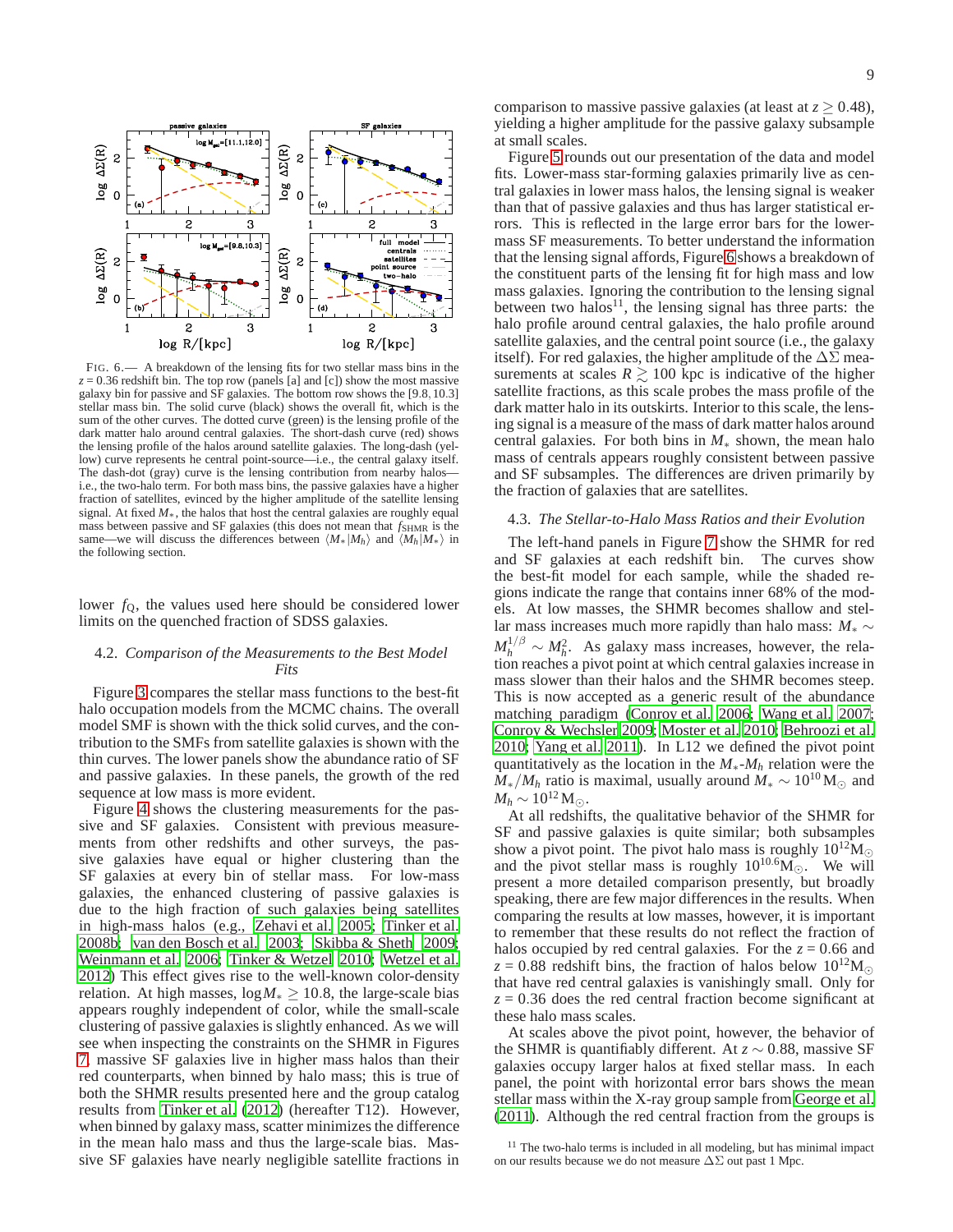FIG. 6.— A breakdown of the lensing fits for two stellar mass bins in the $z = 0.36$ redshift bin. The top row (panels [a] and [c]) show the most massive galaxy bin for passive and SF galaxies. The bottom row shows the [9.8, 10.3] stellar mass bin. The solid curve (black) shows the overall fit, which is the sum of the other curves. The dotted curve (green) is the lensing profile of the dark matter halo around central galaxies. The short-dash curve (red) shows the lensing profile of the halos around satellite galaxies. The long-dash (yellow) curve represents he central point-source—i.e., the central galaxy itself. The dash-dot (gray) curve is the lensing contribution from nearby halos—i.e., the two-halo term. For both mass bins, the passive galaxies have a higher fraction of satellites, evinced by the higher amplitude of the satellite lensing signal. At fixed $M_*$, the halos that host the central galaxies are roughly equal mass between passive and SF galaxies (this does not mean that $f_{\rm SHMR}$ is the same—we will discuss the differences between $\langle M_*|M_h\rangle$ and $\langle M_h|M_*\rangle$ in the following section.

lower $f_{\rm Q}$, the values used here should be considered lower limits on the quenched fraction of SDSS galaxies.

## 4.2. *Comparison of the Measurements to the Best Model Fits*

Figure 3 compares the stellar mass functions to the best-fit halo occupation models from the MCMC chains. The overall model SMF is shown with the thick solid curves, and the contribution to the SMFs from satellite galaxies is shown with the thin curves. The lower panels show the abundance ratio of SF and passive galaxies. In these panels, the growth of the red sequence at low mass is more evident.

Figure 4 shows the clustering measurements for the passive and SF galaxies. Consistent with previous measurements from other redshifts and other surveys, the passive galaxies have equal or higher clustering than the SF galaxies at every bin of stellar mass. For low-mass galaxies, the enhanced clustering of passive galaxies is due to the high fraction of such galaxies being satellites in high-mass halos (e.g., Zehavi et al. 2005; Tinker et al. 2008b; van den Bosch et al. 2003; Skibba & Sheth 2009; Weinmann et al. 2006; Tinker & Wetzel 2010; Wetzel et al. 2012) This effect gives rise to the well-known color-density relation. At high masses, $\log M_* \geq 10.8$, the large-scale bias appears roughly independent of color, while the small-scale clustering of passive galaxies is slightly enhanced. As we will see when inspecting the constraints on the SHMR in Figures 7, massive SF galaxies live in higher mass halos than their red counterparts, when binned by halo mass; this is true of both the SHMR results presented here and the group catalog results from Tinker et al. (2012) (hereafter T12). However, when binned by galaxy mass, scatter minimizes the difference in the mean halo mass and thus the large-scale bias. Massive SF galaxies have nearly negligible satellite fractions in comparison to massive passive galaxies (at least at $z \geq 0.48$), yielding a higher amplitude for the passive galaxy subsample at small scales.

Figure 5 rounds out our presentation of the data and model fits. Lower-mass star-forming galaxies primarily live as central galaxies in lower mass halos, the lensing signal is weaker than that of passive galaxies and thus has larger statistical errors. This is reflected in the large error bars for the lower-mass SF measurements. To better understand the information that the lensing signal affords, Figure 6 shows a breakdown of the constituent parts of the lensing fit for high mass and low mass galaxies. Ignoring the contribution to the lensing signal between two halos[11], the lensing signal has three parts: the halo profile around central galaxies, the halo profile around satellite galaxies, and the central point source (i.e., the galaxy itself). For red galaxies, the higher amplitude of the $\Delta\Sigma$ measurements at scales $R \gtrsim 100$ kpc is indicative of the higher satellite fractions, as this scale probes the mass profile of the dark matter halo in its outskirts. Interior to this scale, the lensing signal is a measure of the mass of dark matter halos around central galaxies. For both bins in $M_*$ shown, the mean halo mass of centrals appears roughly consistent between passive and SF subsamples. The differences are driven primarily by the fraction of galaxies that are satellites.

## 4.3. *The Stellar-to-Halo Mass Ratios and their Evolution*

The left-hand panels in Figure 7 show the SHMR for red and SF galaxies at each redshift bin. The curves show the best-fit model for each sample, while the shaded regions indicate the range that contains inner 68% of the models. At low masses, the SHMR becomes shallow and stellar mass increases much more rapidly than halo mass: $M_* \sim M_h^{1/\beta} \sim M_h^2$. As galaxy mass increases, however, the relation reaches a pivot point at which central galaxies increase in mass slower than their halos and the SHMR becomes steep. This is now accepted as a generic result of the abundance matching paradigm (Conroy et al. 2006; Wang et al. 2007; Conroy & Wechsler 2009; Moster et al. 2010; Behroozi et al. 2010; Yang et al. 2011). In L12 we defined the pivot point quantitatively as the location in the $M_*$-$M_h$ relation were the $M_*/M_h$ ratio is maximal, usually around $M_* \sim 10^{10}\,{\rm M}_\odot$ and $M_h \sim 10^{12}\,{\rm M}_\odot$.

At all redshifts, the qualitative behavior of the SHMR for SF and passive galaxies is quite similar; both subsamples show a pivot point. The pivot halo mass is roughly $10^{12}{\rm M}_\odot$ and the pivot stellar mass is roughly $10^{10.6}{\rm M}_\odot$. We will present a more detailed comparison presently, but broadly speaking, there are few major differences in the results. When comparing the results at low masses, however, it is important to remember that these results do not reflect the fraction of halos occupied by red central galaxies. For the $z = 0.66$ and $z = 0.88$ redshift bins, the fraction of halos below $10^{12}{\rm M}_\odot$ that have red central galaxies is vanishingly small. Only for $z = 0.36$ does the red central fraction become significant at these halo mass scales.

At scales above the pivot point, however, the behavior of the SHMR is quantifiably different. At $z \sim 0.88$, massive SF galaxies occupy larger halos at fixed stellar mass. In each panel, the point with horizontal error bars shows the mean stellar mass within the X-ray group sample from George et al. (2011). Although the red central fraction from the groups is

[11] The two-halo terms is included in all modeling, but has minimal impact on our results because we do not measure $\Delta\Sigma$ out past 1 Mpc.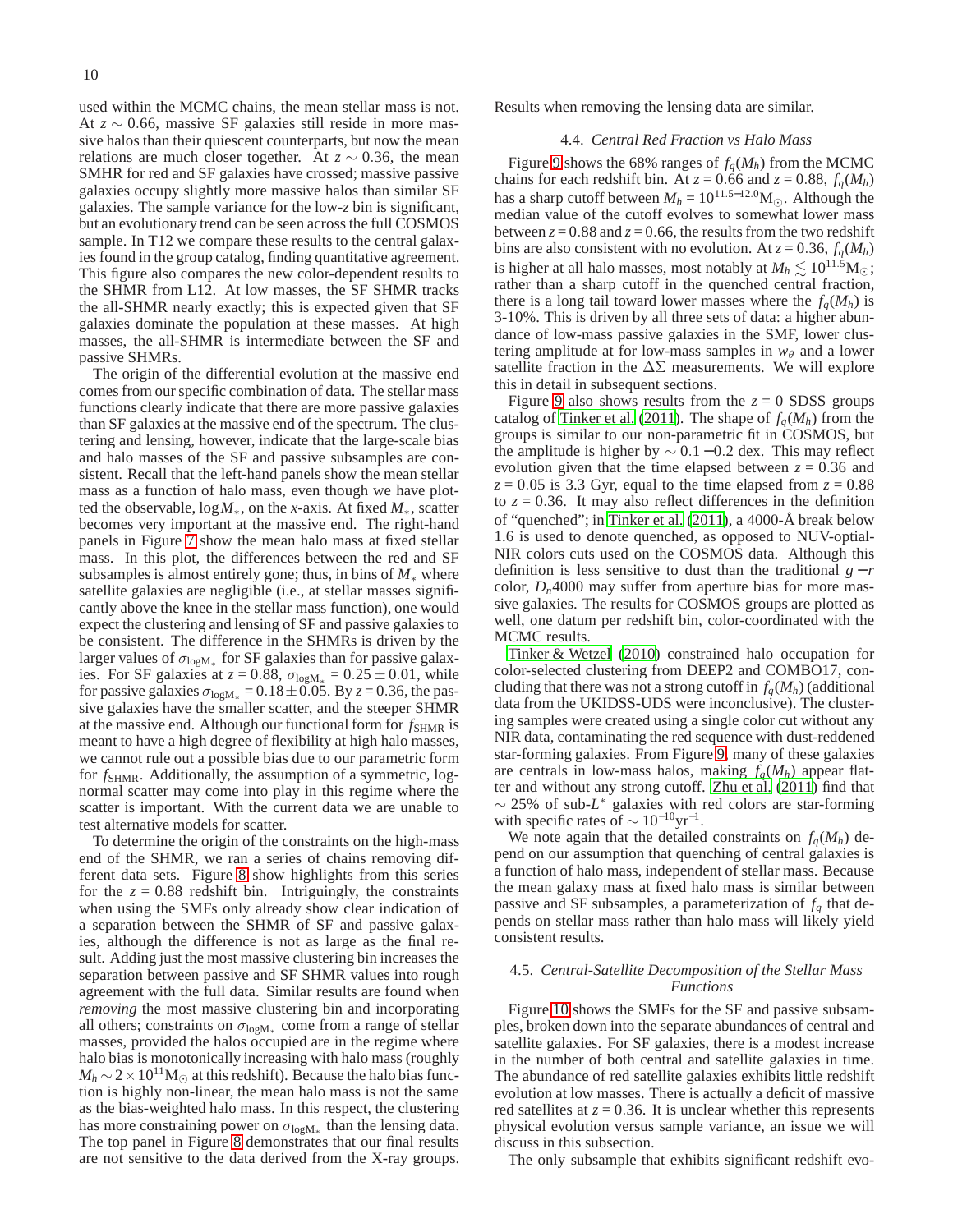used within the MCMC chains, the mean stellar mass is not. At $z \sim 0.66$, massive SF galaxies still reside in more massive halos than their quiescent counterparts, but now the mean relations are much closer together. At $z \sim 0.36$, the mean SMHR for red and SF galaxies have crossed; massive passive galaxies occupy slightly more massive halos than similar SF galaxies. The sample variance for the low-$z$ bin is significant, but an evolutionary trend can be seen across the full COSMOS sample. In T12 we compare these results to the central galaxies found in the group catalog, finding quantitative agreement. This figure also compares the new color-dependent results to the SHMR from L12. At low masses, the SF SHMR tracks the all-SHMR nearly exactly; this is expected given that SF galaxies dominate the population at these masses. At high masses, the all-SHMR is intermediate between the SF and passive SHMRs.

The origin of the differential evolution at the massive end comes from our specific combination of data. The stellar mass functions clearly indicate that there are more passive galaxies than SF galaxies at the massive end of the spectrum. The clustering and lensing, however, indicate that the large-scale bias and halo masses of the SF and passive subsamples are consistent. Recall that the left-hand panels show the mean stellar mass as a function of halo mass, even though we have plotted the observable, $\log M_*$, on the $x$-axis. At fixed $M_*$, scatter becomes very important at the massive end. The right-hand panels in Figure 7 show the mean halo mass at fixed stellar mass. In this plot, the differences between the red and SF subsamples is almost entirely gone; thus, in bins of $M_*$ where satellite galaxies are negligible (i.e., at stellar masses significantly above the knee in the stellar mass function), one would expect the clustering and lensing of SF and passive galaxies to be consistent. The difference in the SHMRs is driven by the larger values of $\sigma_{\log M_*}$ for SF galaxies than for passive galaxies. For SF galaxies at $z = 0.88$, $\sigma_{\log M_*} = 0.25 \pm 0.01$, while for passive galaxies $\sigma_{\log M_*} = 0.18 \pm 0.05$. By $z = 0.36$, the passive galaxies have the smaller scatter, and the steeper SHMR at the massive end. Although our functional form for $f_{\rm SHMR}$ is meant to have a high degree of flexibility at high halo masses, we cannot rule out a possible bias due to our parametric form for $f_{\rm SHMR}$. Additionally, the assumption of a symmetric, log-normal scatter may come into play in this regime where the scatter is important. With the current data we are unable to test alternative models for scatter.

To determine the origin of the constraints on the high-mass end of the SHMR, we ran a series of chains removing different data sets. Figure 8 show highlights from this series for the $z = 0.88$ redshift bin. Intriguingly, the constraints when using the SMFs only already show clear indication of a separation between the SHMR of SF and passive galaxies, although the difference is not as large as the final result. Adding just the most massive clustering bin increases the separation between passive and SF SHMR values into rough agreement with the full data. Similar results are found when *removing* the most massive clustering bin and incorporating all others; constraints on $\sigma_{\log M_*}$ come from a range of stellar masses, provided the halos occupied are in the regime where halo bias is monotonically increasing with halo mass (roughly $M_h \sim 2 \times 10^{11} {\rm M}_\odot$ at this redshift). Because the halo bias function is highly non-linear, the mean halo mass is not the same as the bias-weighted halo mass. In this respect, the clustering has more constraining power on $\sigma_{\log M_*}$ than the lensing data. The top panel in Figure 8 demonstrates that our final results are not sensitive to the data derived from the X-ray groups. Results when removing the lensing data are similar.

### 4.4. *Central Red Fraction vs Halo Mass*

Figure 9 shows the 68% ranges of $f_q(M_h)$ from the MCMC chains for each redshift bin. At $z = 0.66$ and $z = 0.88$, $f_q(M_h)$ has a sharp cutoff between $M_h = 10^{11.5-12.0} {\rm M}_\odot$. Although the median value of the cutoff evolves to somewhat lower mass between $z = 0.88$ and $z = 0.66$, the results from the two redshift bins are also consistent with no evolution. At $z = 0.36$, $f_q(M_h)$ is higher at all halo masses, most notably at $M_h \lesssim 10^{11.5} {\rm M}_\odot$; rather than a sharp cutoff in the quenched central fraction, there is a long tail toward lower masses where the $f_q(M_h)$ is 3-10%. This is driven by all three sets of data: a higher abundance of low-mass passive galaxies in the SMF, lower clustering amplitude at for low-mass samples in $w_\theta$ and a lower satellite fraction in the $\Delta\Sigma$ measurements. We will explore this in detail in subsequent sections.

Figure 9 also shows results from the $z = 0$ SDSS groups catalog of Tinker et al. (2011). The shape of $f_q(M_h)$ from the groups is similar to our non-parametric fit in COSMOS, but the amplitude is higher by $\sim 0.1 - 0.2$ dex. This may reflect evolution given that the time elapsed between $z = 0.36$ and $z = 0.05$ is 3.3 Gyr, equal to the time elapsed from $z = 0.88$ to $z = 0.36$. It may also reflect differences in the definition of "quenched"; in Tinker et al. (2011), a 4000-Å break below 1.6 is used to denote quenched, as opposed to NUV-optial-NIR colors cuts used on the COSMOS data. Although this definition is less sensitive to dust than the traditional $g-r$ color, $D_n4000$ may suffer from aperture bias for more massive galaxies. The results for COSMOS groups are plotted as well, one datum per redshift bin, color-coordinated with the MCMC results.

Tinker & Wetzel (2010) constrained halo occupation for color-selected clustering from DEEP2 and COMBO17, concluding that there was not a strong cutoff in $f_q(M_h)$ (additional data from the UKIDSS-UDS were inconclusive). The clustering samples were created using a single color cut without any NIR data, contaminating the red sequence with dust-reddened star-forming galaxies. From Figure 9, many of these galaxies are centrals in low-mass halos, making $f_q(M_h)$ appear flatter and without any strong cutoff. Zhu et al. (2011) find that $\sim 25\%$ of sub-$L^*$ galaxies with red colors are star-forming with specific rates of $\sim 10^{-10} {\rm yr}^{-1}$.

We note again that the detailed constraints on $f_q(M_h)$ depend on our assumption that quenching of central galaxies is a function of halo mass, independent of stellar mass. Because the mean galaxy mass at fixed halo mass is similar between passive and SF subsamples, a parameterization of $f_q$ that depends on stellar mass rather than halo mass will likely yield consistent results.

### 4.5. *Central-Satellite Decomposition of the Stellar Mass Functions*

Figure 10 shows the SMFs for the SF and passive subsamples, broken down into the separate abundances of central and satellite galaxies. For SF galaxies, there is a modest increase in the number of both central and satellite galaxies in time. The abundance of red satellite galaxies exhibits little redshift evolution at low masses. There is actually a deficit of massive red satellites at $z = 0.36$. It is unclear whether this represents physical evolution versus sample variance, an issue we will discuss in this subsection.

The only subsample that exhibits significant redshift evo-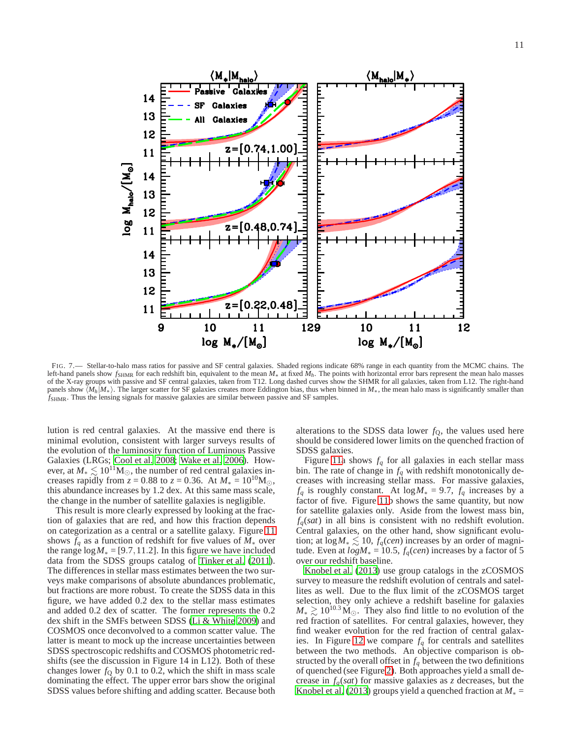FIG. 7.— Stellar-to-halo mass ratios for passive and SF central galaxies. Shaded regions indicate 68% range in each quantity from the MCMC chains. The left-hand panels show $f_{\rm SHMR}$ for each redshift bin, equivalent to the mean $M_*$ at fixed $M_h$. The points with horizontal error bars represent the mean halo masses of the X-ray groups with passive and SF central galaxies, taken from T12. Long dashed curves show the SHMR for all galaxies, taken from L12. The right-hand panels show $\langle M_h|M_*\rangle$. The larger scatter for SF galaxies creates more Eddington bias, thus when binned in $M_*$, the mean halo mass is significantly smaller than $f_{\rm SHMR}$. Thus the lensing signals for massive galaxies are similar between passive and SF samples.

lution is red central galaxies. At the massive end there is minimal evolution, consistent with larger surveys results of the evolution of the luminosity function of Luminous Passive Galaxies (LRGs; Cool et al. 2008; Wake et al. 2006). However, at $M_* \lesssim 10^{11}{\rm M}_\odot$, the number of red central galaxies increases rapidly from $z = 0.88$ to $z = 0.36$. At $M_* = 10^{10}{\rm M}_\odot$, this abundance increases by 1.2 dex. At this same mass scale, the change in the number of satellite galaxies is negligible.

This result is more clearly expressed by looking at the fraction of galaxies that are red, and how this fraction depends on categorization as a central or a satellite galaxy. Figure 11 shows $f_q$ as a function of redshift for five values of $M_*$ over the range $\log M_* = [9.7, 11.2]$. In this figure we have included data from the SDSS groups catalog of Tinker et al. (2011). The differences in stellar mass estimates between the two surveys make comparisons of absolute abundances problematic, but fractions are more robust. To create the SDSS data in this figure, we have added 0.2 dex to the stellar mass estimates and added 0.2 dex of scatter. The former represents the 0.2 dex shift in the SMFs between SDSS (Li & White 2009) and COSMOS once deconvolved to a common scatter value. The latter is meant to mock up the increase uncertainties between SDSS spectroscopic redshifts and COSMOS photometric redshifts (see the discussion in Figure 14 in L12). Both of these changes lower $f_{\rm Q}$ by 0.1 to 0.2, which the shift in mass scale dominating the effect. The upper error bars show the original SDSS values before shifting and adding scatter. Because both alterations to the SDSS data lower $f_{\rm Q}$, the values used here should be considered lower limits on the quenched fraction of SDSS galaxies.

Figure 11a shows $f_q$ for all galaxies in each stellar mass bin. The rate of change in $f_q$ with redshift monotonically decreases with increasing stellar mass. For massive galaxies, $f_q$ is roughly constant. At $\log M_* = 9.7$, $f_q$ increases by a factor of five. Figure 11b shows the same quantity, but now for satellite galaxies only. Aside from the lowest mass bin, $f_q(sat)$ in all bins is consistent with no redshift evolution. Central galaxies, on the other hand, show significant evolution; at $\log M_* \lesssim 10$, $f_q(cen)$ increases by an order of magnitude. Even at $log M_* = 10.5$, $f_q(cen)$ increases by a factor of 5 over our redshift baseline.

Knobel et al. (2013) use group catalogs in the zCOSMOS survey to measure the redshift evolution of centrals and satellites as well. Due to the flux limit of the zCOSMOS target selection, they only achieve a redshift baseline for galaxies $M_* \gtrsim 10^{10.3}{\rm M}_\odot$. They also find little to no evolution of the red fraction of satellites. For central galaxies, however, they find weaker evolution for the red fraction of central galaxies. In Figure 12 we compare $f_q$ for centrals and satellites between the two methods. An objective comparison is obstructed by the overall offset in $f_q$ between the two definitions of quenched (see Figure 2). Both approaches yield a small decrease in $f_q(sat)$ for massive galaxies as $z$ decreases, but the Knobel et al. (2013) groups yield a quenched fraction at $M_* =$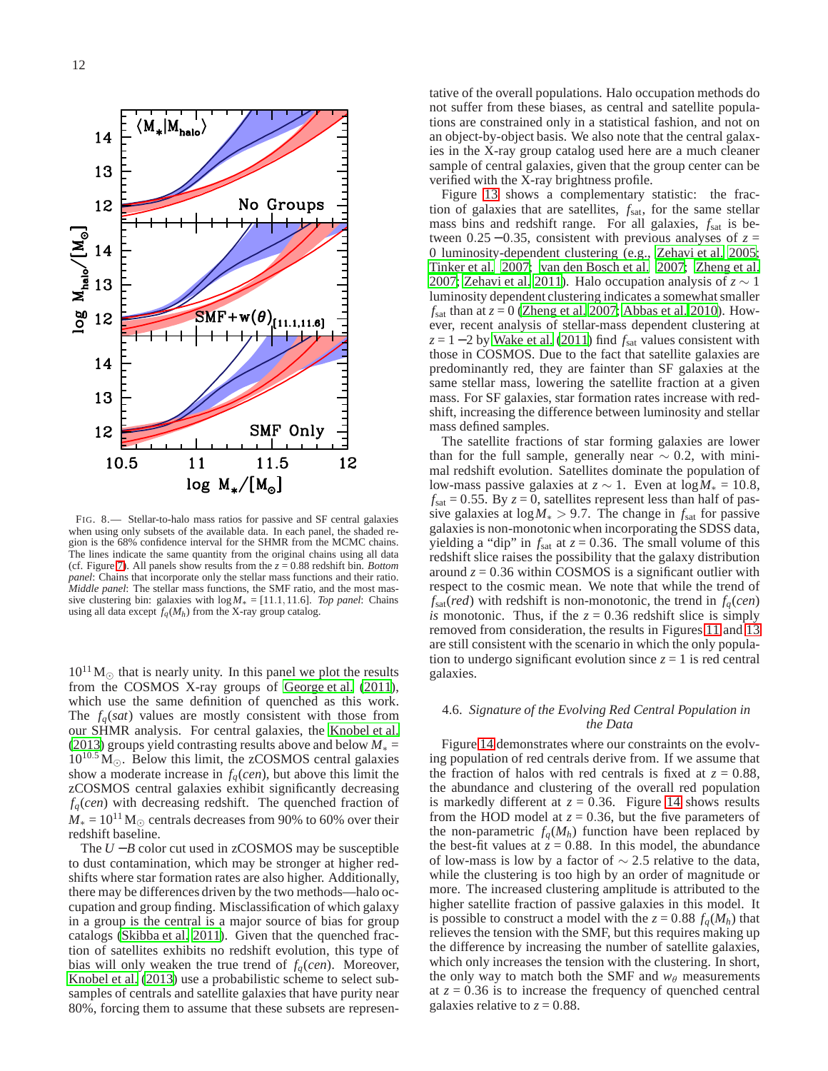FIG. 8.— Stellar-to-halo mass ratios for passive and SF central galaxies when using only subsets of the available data. In each panel, the shaded region is the 68% confidence interval for the SHMR from the MCMC chains. The lines indicate the same quantity from the original chains using all data (cf. Figure 7). All panels show results from the $z = 0.88$ redshift bin. *Bottom panel*: Chains that incorporate only the stellar mass functions and their ratio. *Middle panel*: The stellar mass functions, the SMF ratio, and the most massive clustering bin: galaxies with $\log M_* = [11.1, 11.6]$. *Top panel*: Chains using all data except $f_q(M_h)$ from the X-ray group catalog.

$10^{11}\,M_\odot$ that is nearly unity. In this panel we plot the results from the COSMOS X-ray groups of George et al. (2011), which use the same definition of quenched as this work. The $f_q(sat)$ values are mostly consistent with those from our SHMR analysis. For central galaxies, the Knobel et al. (2013) groups yield contrasting results above and below $M_* = 10^{10.5}\,M_\odot$. Below this limit, the zCOSMOS central galaxies show a moderate increase in $f_q(cen)$, but above this limit the zCOSMOS central galaxies exhibit significantly decreasing $f_q(cen)$ with decreasing redshift. The quenched fraction of $M_* = 10^{11}\,M_\odot$ centrals decreases from 90% to 60% over their redshift baseline.

The $U-B$ color cut used in zCOSMOS may be susceptible to dust contamination, which may be stronger at higher redshifts where star formation rates are also higher. Additionally, there may be differences driven by the two methods—halo occupation and group finding. Misclassification of which galaxy in a group is the central is a major source of bias for group catalogs (Skibba et al. 2011). Given that the quenched fraction of satellites exhibits no redshift evolution, this type of bias will only weaken the true trend of $f_q(cen)$. Moreover, Knobel et al. (2013) use a probabilistic scheme to select subsamples of centrals and satellite galaxies that have purity near 80%, forcing them to assume that these subsets are representative of the overall populations. Halo occupation methods do not suffer from these biases, as central and satellite populations are constrained only in a statistical fashion, and not on an object-by-object basis. We also note that the central galaxies in the X-ray group catalog used here are a much cleaner sample of central galaxies, given that the group center can be verified with the X-ray brightness profile.

Figure 13 shows a complementary statistic: the fraction of galaxies that are satellites, $f_{\rm sat}$, for the same stellar mass bins and redshift range. For all galaxies, $f_{\rm sat}$ is between $0.25-0.35$, consistent with previous analyses of $z = 0$ luminosity-dependent clustering (e.g., Zehavi et al. 2005; Tinker et al. 2007; van den Bosch et al. 2007; Zheng et al. 2007; Zehavi et al. 2011). Halo occupation analysis of $z \sim 1$ luminosity dependent clustering indicates a somewhat smaller $f_{\rm sat}$ than at $z = 0$ (Zheng et al. 2007; Abbas et al. 2010). However, recent analysis of stellar-mass dependent clustering at $z = 1-2$ by Wake et al. (2011) find $f_{\rm sat}$ values consistent with those in COSMOS. Due to the fact that satellite galaxies are predominantly red, they are fainter than SF galaxies at the same stellar mass, lowering the satellite fraction at a given mass. For SF galaxies, star formation rates increase with redshift, increasing the difference between luminosity and stellar mass defined samples.

The satellite fractions of star forming galaxies are lower than for the full sample, generally near $\sim 0.2$, with minimal redshift evolution. Satellites dominate the population of low-mass passive galaxies at $z \sim 1$. Even at $\log M_* = 10.8$, $f_{\rm sat} = 0.55$. By $z = 0$, satellites represent less than half of passive galaxies at $\log M_* > 9.7$. The change in $f_{\rm sat}$ for passive galaxies is non-monotonic when incorporating the SDSS data, yielding a "dip" in $f_{\rm sat}$ at $z = 0.36$. The small volume of this redshift slice raises the possibility that the galaxy distribution around $z = 0.36$ within COSMOS is a significant outlier with respect to the cosmic mean. We note that while the trend of $f_{\rm sat}(red)$ with redshift is non-monotonic, the trend in $f_q(cen)$ *is* monotonic. Thus, if the $z = 0.36$ redshift slice is simply removed from consideration, the results in Figures 11 and 13 are still consistent with the scenario in which the only population to undergo significant evolution since $z = 1$ is red central galaxies.

### 4.6. *Signature of the Evolving Red Central Population in the Data*

Figure 14 demonstrates where our constraints on the evolving population of red centrals derive from. If we assume that the fraction of halos with red centrals is fixed at $z = 0.88$, the abundance and clustering of the overall red population is markedly different at $z = 0.36$. Figure 14 shows results from the HOD model at $z = 0.36$, but the five parameters of the non-parametric $f_q(M_h)$ function have been replaced by the best-fit values at $z = 0.88$. In this model, the abundance of low-mass is low by a factor of $\sim 2.5$ relative to the data, while the clustering is too high by an order of magnitude or more. The increased clustering amplitude is attributed to the higher satellite fraction of passive galaxies in this model. It is possible to construct a model with the $z = 0.88$ $f_q(M_h)$ that relieves the tension with the SMF, but this requires making up the difference by increasing the number of satellite galaxies, which only increases the tension with the clustering. In short, the only way to match both the SMF and $w_\theta$ measurements at $z = 0.36$ is to increase the frequency of quenched central galaxies relative to $z = 0.88$.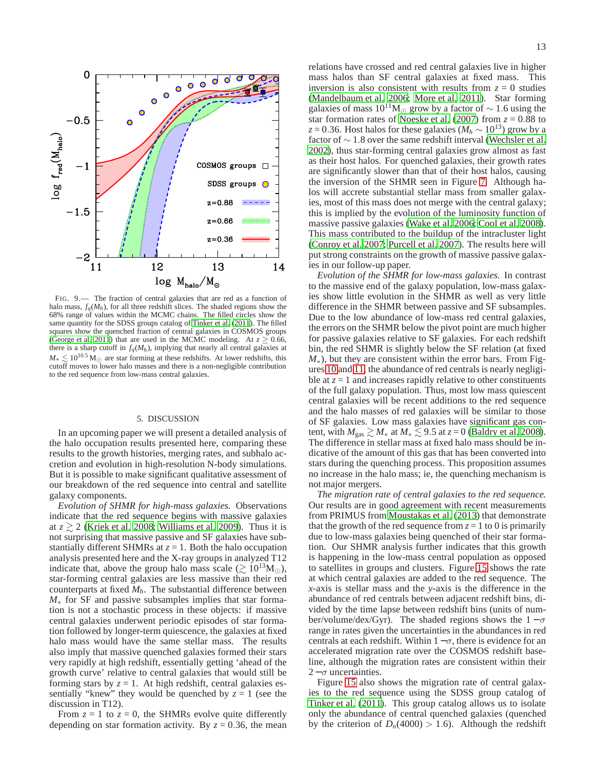FIG. 9.— The fraction of central galaxies that are red as a function of halo mass, $f_q(M_h)$, for all three redshift slices. The shaded regions show the 68% range of values within the MCMC chains. The filled circles show the same quantity for the SDSS groups catalog of Tinker et al. (2011). The filled squares show the quenched fraction of central galaxies in COSMOS groups (George et al. 2011) that are used in the MCMC modeling. At $z \gtrsim 0.66$, there is a sharp cutoff in $f_q(M_h)$, implying that nearly all central galaxies at $M_* \lesssim 10^{10.5}\,M_\odot$ are star forming at these redshifts. At lower redshifts, this cutoff moves to lower halo masses and there is a non-negligible contribution to the red sequence from low-mass central galaxies.

## 5. DISCUSSION

In an upcoming paper we will present a detailed analysis of the halo occupation results presented here, comparing these results to the growth histories, merging rates, and subhalo accretion and evolution in high-resolution N-body simulations. But it is possible to make significant qualitative assessment of our breakdown of the red sequence into central and satellite galaxy components.

*Evolution of SHMR for high-mass galaxies.* Observations indicate that the red sequence begins with massive galaxies at $z \gtrsim 2$ (Kriek et al. 2008; Williams et al. 2009). Thus it is not surprising that massive passive and SF galaxies have substantially different SHMRs at $z = 1$. Both the halo occupation analysis presented here and the X-ray groups in analyzed T12 indicate that, above the group halo mass scale ($\gtrsim 10^{13} M_\odot$), star-forming central galaxies are less massive than their red counterparts at fixed $M_h$. The substantial difference between $M_*$ for SF and passive subsamples implies that star formation is not a stochastic process in these objects: if massive central galaxies underwent periodic episodes of star formation followed by longer-term quiescence, the galaxies at fixed halo mass would have the same stellar mass. The results also imply that massive quenched galaxies formed their stars very rapidly at high redshift, essentially getting 'ahead of the growth curve' relative to central galaxies that would still be forming stars by $z = 1$. At high redshift, central galaxies essentially "knew" they would be quenched by $z = 1$ (see the discussion in T12).

From $z = 1$ to $z = 0$, the SHMRs evolve quite differently depending on star formation activity. By $z = 0.36$, the mean relations have crossed and red central galaxies live in higher mass halos than SF central galaxies at fixed mass. This inversion is also consistent with results from $z = 0$ studies (Mandelbaum et al. 2006; More et al. 2011). Star forming galaxies of mass $10^{11} M_\odot$ grow by a factor of $\sim 1.6$ using the star formation rates of Noeske et al. (2007) from $z = 0.88$ to $z = 0.36$. Host halos for these galaxies ($M_h \sim 10^{13}$) grow by a factor of $\sim 1.8$ over the same redshift interval (Wechsler et al. 2002), thus star-forming central galaxies grow almost as fast as their host halos. For quenched galaxies, their growth rates are significantly slower than that of their host halos, causing the inversion of the SHMR seen in Figure 7. Although halos will accrete substantial stellar mass from smaller galaxies, most of this mass does not merge with the central galaxy; this is implied by the evolution of the luminosity function of massive passive galaxies (Wake et al. 2006; Cool et al. 2008). This mass contributed to the buildup of the intracluster light (Conroy et al. 2007; Purcell et al. 2007). The results here will put strong constraints on the growth of massive passive galaxies in our follow-up paper.

*Evolution of the SHMR for low-mass galaxies.* In contrast to the massive end of the galaxy population, low-mass galaxies show little evolution in the SHMR as well as very little difference in the SHMR between passive and SF subsamples. Due to the low abundance of low-mass red central galaxies, the errors on the SHMR below the pivot point are much higher for passive galaxies relative to SF galaxies. For each redshift bin, the red SHMR is slightly below the SF relation (at fixed $M_*$), but they are consistent within the error bars. From Figures 10 and 11, the abundance of red centrals is nearly negligible at $z = 1$ and increases rapidly relative to other constituents of the full galaxy population. Thus, most low mass quiescent central galaxies will be recent additions to the red sequence and the halo masses of red galaxies will be similar to those of SF galaxies. Low mass galaxies have significant gas content, with $M_{\rm gas} \gtrsim M_*$ at $M_* \lesssim 9.5$ at $z = 0$ (Baldry et al. 2008). The difference in stellar mass at fixed halo mass should be indicative of the amount of this gas that has been converted into stars during the quenching process. This proposition assumes no increase in the halo mass; ie, the quenching mechanism is not major mergers.

*The migration rate of central galaxies to the red sequence.* Our results are in good agreement with recent measurements from PRIMUS from Moustakas et al. (2013) that demonstrate that the growth of the red sequence from $z = 1$ to 0 is primarily due to low-mass galaxies being quenched of their star formation. Our SHMR analysis further indicates that this growth is happening in the low-mass central population as opposed to satellites in groups and clusters. Figure 15 shows the rate at which central galaxies are added to the red sequence. The $x$-axis is stellar mass and the $y$-axis is the difference in the abundance of red centrals between adjacent redshift bins, divided by the time lapse between redshift bins (units of number/volume/dex/Gyr). The shaded regions shows the $1-\sigma$ range in rates given the uncertainties in the abundances in red centrals at each redshift. Within $1-\sigma$, there is evidence for an accelerated migration rate over the COSMOS redshift baseline, although the migration rates are consistent within their $2-\sigma$ uncertainties.

Figure 15 also shows the migration rate of central galaxies to the red sequence using the SDSS group catalog of Tinker et al. (2011). This group catalog allows us to isolate only the abundance of central quenched galaxies (quenched by the criterion of $D_n(4000) > 1.6$). Although the redshift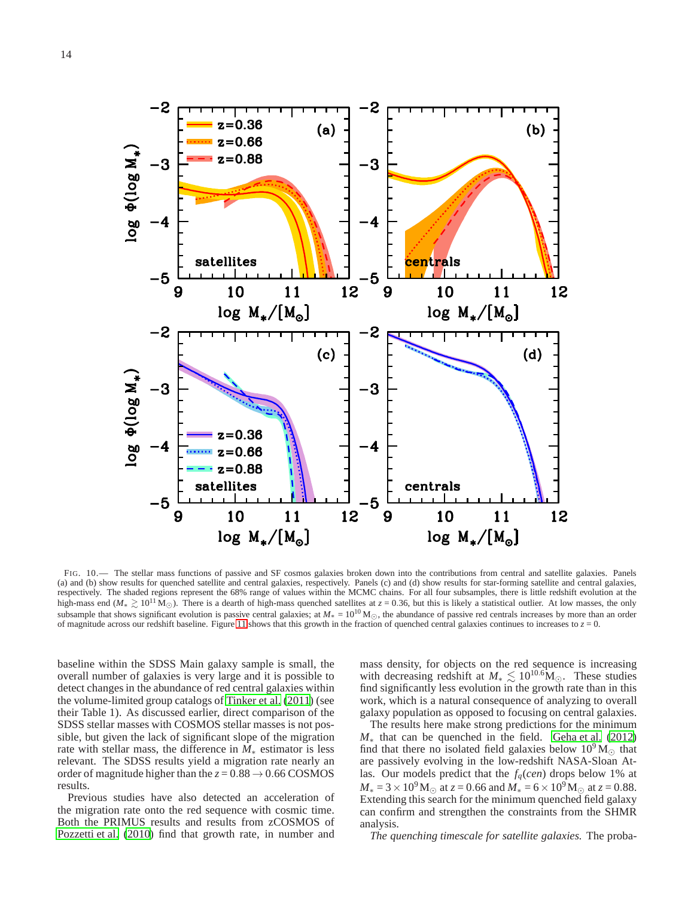FIG. 10.— The stellar mass functions of passive and SF cosmos galaxies broken down into the contributions from central and satellite galaxies. Panels (a) and (b) show results for quenched satellite and central galaxies, respectively. Panels (c) and (d) show results for star-forming satellite and central galaxies, respectively. The shaded regions represent the 68% range of values within the MCMC chains. For all four subsamples, there is little redshift evolution at the high-mass end ($M_* \gtrsim 10^{11}\,M_\odot$). There is a dearth of high-mass quenched satellites at $z = 0.36$, but this is likely a statistical outlier. At low masses, the only subsample that shows significant evolution is passive central galaxies; at $M_* = 10^{10}\,M_\odot$, the abundance of passive red centrals increases by more than an order of magnitude across our redshift baseline. Figure 11 shows that this growth in the fraction of quenched central galaxies continues to increases to $z = 0$.

baseline within the SDSS Main galaxy sample is small, the overall number of galaxies is very large and it is possible to detect changes in the abundance of red central galaxies within the volume-limited group catalogs of Tinker et al. (2011) (see their Table 1). As discussed earlier, direct comparison of the SDSS stellar masses with COSMOS stellar masses is not possible, but given the lack of significant slope of the migration rate with stellar mass, the difference in $M_*$ estimator is less relevant. The SDSS results yield a migration rate nearly an order of magnitude higher than the $z = 0.88 \rightarrow 0.66$ COSMOS results.

Previous studies have also detected an acceleration of the migration rate onto the red sequence with cosmic time. Both the PRIMUS results and results from zCOSMOS of Pozzetti et al. (2010) find that growth rate, in number and mass density, for objects on the red sequence is increasing with decreasing redshift at $M_* \lesssim 10^{10.6} M_\odot$. These studies find significantly less evolution in the growth rate than in this work, which is a natural consequence of analyzing to overall galaxy population as opposed to focusing on central galaxies.

The results here make strong predictions for the minimum $M_*$ that can be quenched in the field. Geha et al. (2012) find that there no isolated field galaxies below $10^9\,M_\odot$ that are passively evolving in the low-redshift NASA-Sloan Atlas. Our models predict that the $f_q(cen)$ drops below 1% at $M_* = 3\times10^9\,M_\odot$ at $z = 0.66$ and $M_* = 6\times10^9\,M_\odot$ at $z = 0.88$. Extending this search for the minimum quenched field galaxy can confirm and strengthen the constraints from the SHMR analysis.

*The quenching timescale for satellite galaxies.* The proba-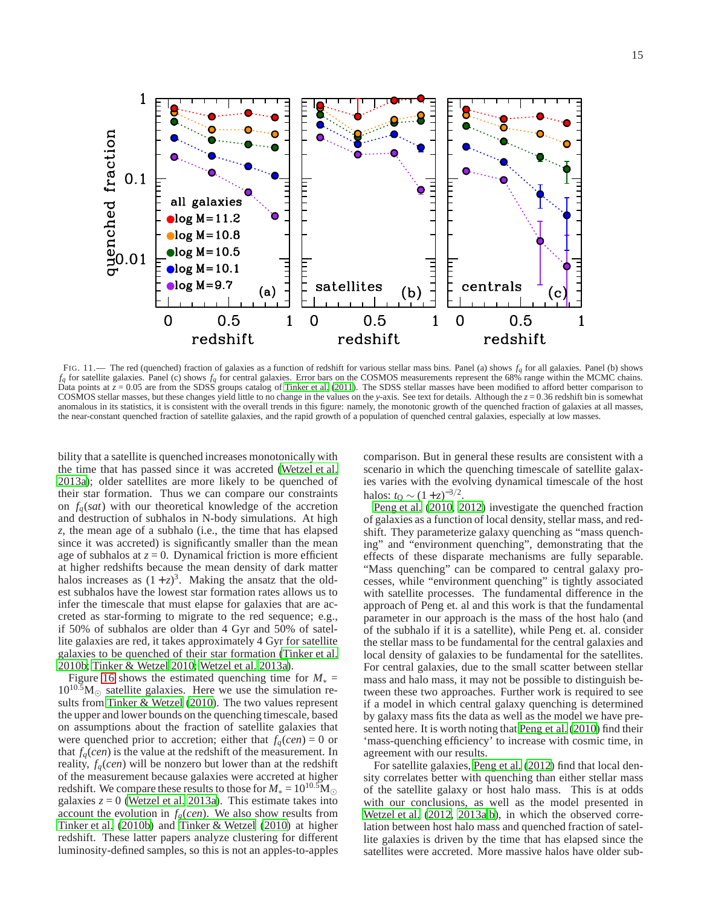FIG. 11.— The red (quenched) fraction of galaxies as a function of redshift for various stellar mass bins. Panel (a) shows $f_q$ for all galaxies. Panel (b) shows $f_q$ for satellite galaxies. Panel (c) shows $f_q$ for central galaxies. Error bars on the COSMOS measurements represent the 68% range within the MCMC chains. Data points at $z = 0.05$ are from the SDSS groups catalog of Tinker et al. (2011). The SDSS stellar masses have been modified to afford better comparison to COSMOS stellar masses, but these changes yield little to no change in the values on the $y$-axis. See text for details. Although the $z = 0.36$ redshift bin is somewhat anomalous in its statistics, it is consistent with the overall trends in this figure: namely, the monotonic growth of the quenched fraction of galaxies at all masses, the near-constant quenched fraction of satellite galaxies, and the rapid growth of a population of quenched central galaxies, especially at low masses.

bility that a satellite is quenched increases monotonically with the time that has passed since it was accreted (Wetzel et al. 2013a); older satellites are more likely to be quenched of their star formation. Thus we can compare our constraints on $f_q(sat)$ with our theoretical knowledge of the accretion and destruction of subhalos in N-body simulations. At high $z$, the mean age of a subhalo (i.e., the time that has elapsed since it was accreted) is significantly smaller than the mean age of subhalos at $z = 0$. Dynamical friction is more efficient at higher redshifts because the mean density of dark matter halos increases as $(1+z)^3$. Making the ansatz that the oldest subhalos have the lowest star formation rates allows us to infer the timescale that must elapse for galaxies that are accreted as star-forming to migrate to the red sequence; e.g., if 50% of subhalos are older than 4 Gyr and 50% of satellite galaxies are red, it takes approximately 4 Gyr for satellite galaxies to be quenched of their star formation (Tinker et al. 2010b; Tinker & Wetzel 2010; Wetzel et al. 2013a).

Figure 16 shows the estimated quenching time for $M_* = 10^{10.5}\mathrm{M}_\odot$ satellite galaxies. Here we use the simulation results from Tinker & Wetzel (2010). The two values represent the upper and lower bounds on the quenching timescale, based on assumptions about the fraction of satellite galaxies that were quenched prior to accretion; either that $f_q(cen) = 0$ or that $f_q(cen)$ is the value at the redshift of the measurement. In reality, $f_q(cen)$ will be nonzero but lower than at the redshift of the measurement because galaxies were accreted at higher redshift. We compare these results to those for $M_* = 10^{10.5}\mathrm{M}_\odot$ galaxies $z = 0$ (Wetzel et al. 2013a). This estimate takes into account the evolution in $f_q(cen)$. We also show results from Tinker et al. (2010b) and Tinker & Wetzel (2010) at higher redshift. These latter papers analyze clustering for different luminosity-defined samples, so this is not an apples-to-apples comparison. But in general these results are consistent with a scenario in which the quenching timescale of satellite galaxies varies with the evolving dynamical timescale of the host halos: $t_Q \sim (1+z)^{-3/2}$.

Peng et al. (2010, 2012) investigate the quenched fraction of galaxies as a function of local density, stellar mass, and redshift. They parameterize galaxy quenching as "mass quenching" and "environment quenching", demonstrating that the effects of these disparate mechanisms are fully separable. "Mass quenching" can be compared to central galaxy processes, while "environment quenching" is tightly associated with satellite processes. The fundamental difference in the approach of Peng et. al and this work is that the fundamental parameter in our approach is the mass of the host halo (and of the subhalo if it is a satellite), while Peng et. al. consider the stellar mass to be fundamental for the central galaxies and local density of galaxies to be fundamental for the satellites. For central galaxies, due to the small scatter between stellar mass and halo mass, it may not be possible to distinguish between these two approaches. Further work is required to see if a model in which central galaxy quenching is determined by galaxy mass fits the data as well as the model we have presented here. It is worth noting that Peng et al. (2010) find their 'mass-quenching efficiency' to increase with cosmic time, in agreement with our results.

For satellite galaxies, Peng et al. (2012) find that local density correlates better with quenching than either stellar mass of the satellite galaxy or host halo mass. This is at odds with our conclusions, as well as the model presented in Wetzel et al. (2012, 2013a,b), in which the observed correlation between host halo mass and quenched fraction of satellite galaxies is driven by the time that has elapsed since the satellites were accreted. More massive halos have older sub-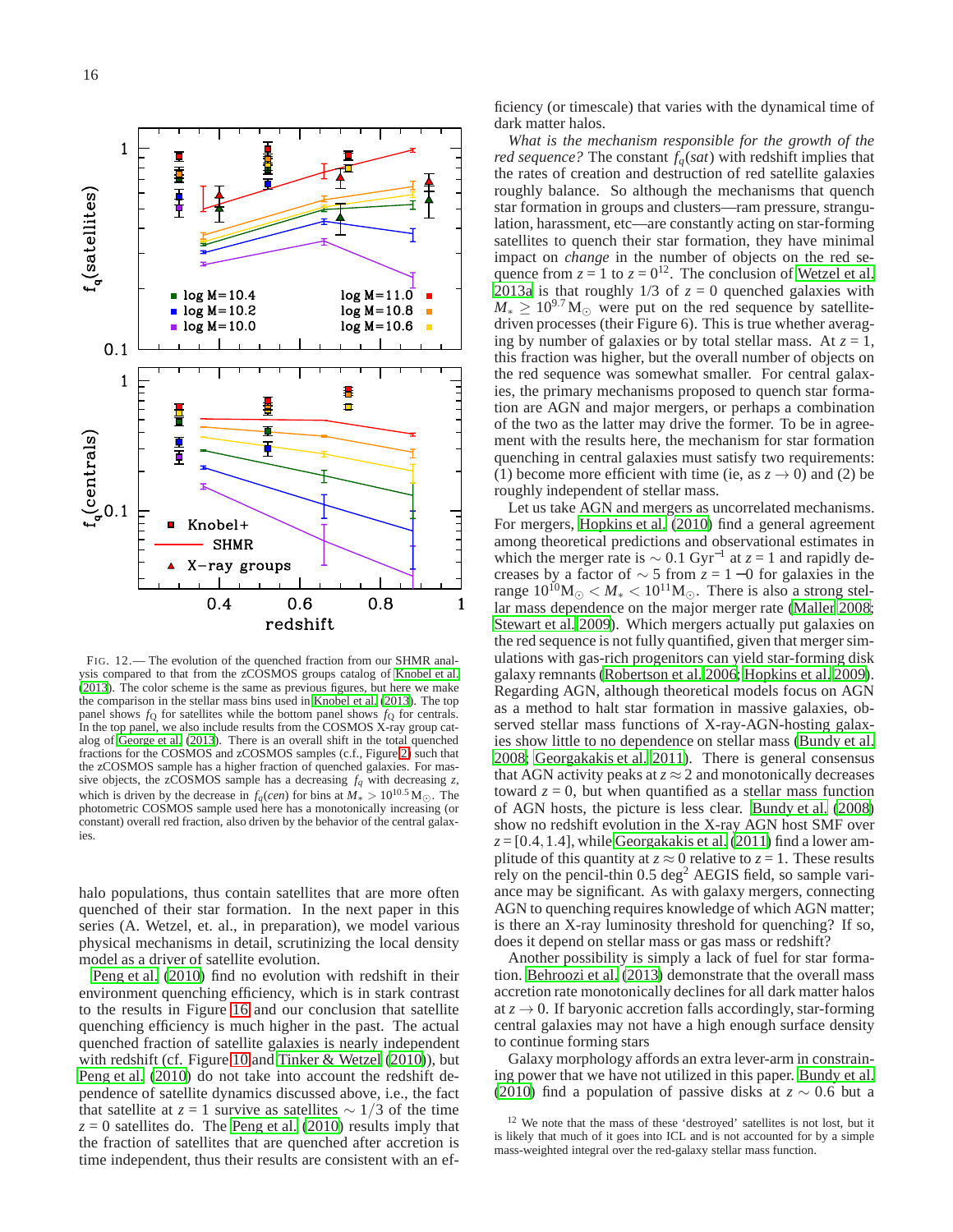FIG. 12.— The evolution of the quenched fraction from our SHMR analysis compared to that from the zCOSMOS groups catalog of Knobel et al. (2013). The color scheme is the same as previous figures, but here we make the comparison in the stellar mass bins used in Knobel et al. (2013). The top panel shows $f_Q$ for satellites while the bottom panel shows $f_Q$ for centrals. In the top panel, we also include results from the COSMOS X-ray group catalog of George et al. (2013). There is an overall shift in the total quenched fractions for the COSMOS and zCOSMOS samples (c.f., Figure 2) such that the zCOSMOS sample has a higher fraction of quenched galaxies. For massive objects, the zCOSMOS sample has a decreasing $f_q$ with decreasing $z$, which is driven by the decrease in $f_q(cen)$ for bins at $M_* > 10^{10.5}\,M_\odot$. The photometric COSMOS sample used here has a monotonically increasing (or constant) overall red fraction, also driven by the behavior of the central galaxies.

halo populations, thus contain satellites that are more often quenched of their star formation. In the next paper in this series (A. Wetzel, et. al., in preparation), we model various physical mechanisms in detail, scrutinizing the local density model as a driver of satellite evolution.

Peng et al. (2010) find no evolution with redshift in their environment quenching efficiency, which is in stark contrast to the results in Figure 16 and our conclusion that satellite quenching efficiency is much higher in the past. The actual quenched fraction of satellite galaxies is nearly independent with redshift (cf. Figure 10 and Tinker & Wetzel (2010)), but Peng et al. (2010) do not take into account the redshift dependence of satellite dynamics discussed above, i.e., the fact that satellite at $z = 1$ survive as satellites $\sim 1/3$ of the time $z = 0$ satellites do. The Peng et al. (2010) results imply that the fraction of satellites that are quenched after accretion is time independent, thus their results are consistent with an efficiency (or timescale) that varies with the dynamical time of dark matter halos.

*What is the mechanism responsible for the growth of the red sequence?* The constant $f_q(sat)$ with redshift implies that the rates of creation and destruction of red satellite galaxies roughly balance. So although the mechanisms that quench star formation in groups and clusters—ram pressure, strangulation, harassment, etc—are constantly acting on star-forming satellites to quench their star formation, they have minimal impact on *change* in the number of objects on the red sequence from $z = 1$ to $z = 0$[12]. The conclusion of Wetzel et al. 2013a is that roughly 1/3 of $z = 0$ quenched galaxies with $M_* \geq 10^{9.7}\,M_\odot$ were put on the red sequence by satellite-driven processes (their Figure 6). This is true whether averaging by number of galaxies or by total stellar mass. At $z = 1$, this fraction was higher, but the overall number of objects on the red sequence was somewhat smaller. For central galaxies, the primary mechanisms proposed to quench star formation are AGN and major mergers, or perhaps a combination of the two as the latter may drive the former. To be in agreement with the results here, the mechanism for star formation quenching in central galaxies must satisfy two requirements: (1) become more efficient with time (ie, as $z \to 0$) and (2) be roughly independent of stellar mass.

Let us take AGN and mergers as uncorrelated mechanisms. For mergers, Hopkins et al. (2010) find a general agreement among theoretical predictions and observational estimates in which the merger rate is $\sim 0.1$ Gyr$^{-1}$ at $z = 1$ and rapidly decreases by a factor of $\sim 5$ from $z = 1-0$ for galaxies in the range $10^{10}M_\odot < M_* < 10^{11}M_\odot$. There is also a strong stellar mass dependence on the major merger rate (Maller 2008; Stewart et al. 2009). Which mergers actually put galaxies on the red sequence is not fully quantified, given that merger simulations with gas-rich progenitors can yield star-forming disk galaxy remnants (Robertson et al. 2006; Hopkins et al. 2009). Regarding AGN, although theoretical models focus on AGN as a method to halt star formation in massive galaxies, observed stellar mass functions of X-ray-AGN-hosting galaxies show little to no dependence on stellar mass (Bundy et al. 2008; Georgakakis et al. 2011). There is general consensus that AGN activity peaks at $z \approx 2$ and monotonically decreases toward $z = 0$, but when quantified as a stellar mass function of AGN hosts, the picture is less clear. Bundy et al. (2008) show no redshift evolution in the X-ray AGN host SMF over $z = [0.4, 1.4]$, while Georgakakis et al. (2011) find a lower amplitude of this quantity at $z \approx 0$ relative to $z = 1$. These results rely on the pencil-thin 0.5 deg$^2$ AEGIS field, so sample variance may be significant. As with galaxy mergers, connecting AGN to quenching requires knowledge of which AGN matter; is there an X-ray luminosity threshold for quenching? If so, does it depend on stellar mass or gas mass or redshift?

Another possibility is simply a lack of fuel for star formation. Behroozi et al. (2013) demonstrate that the overall mass accretion rate monotonically declines for all dark matter halos at $z \to 0$. If baryonic accretion falls accordingly, star-forming central galaxies may not have a high enough surface density to continue forming stars

Galaxy morphology affords an extra lever-arm in constraining power that we have not utilized in this paper. Bundy et al. (2010) find a population of passive disks at $z \sim 0.6$ but a

[12] We note that the mass of these 'destroyed' satellites is not lost, but it is likely that much of it goes into ICL and is not accounted for by a simple mass-weighted integral over the red-galaxy stellar mass function.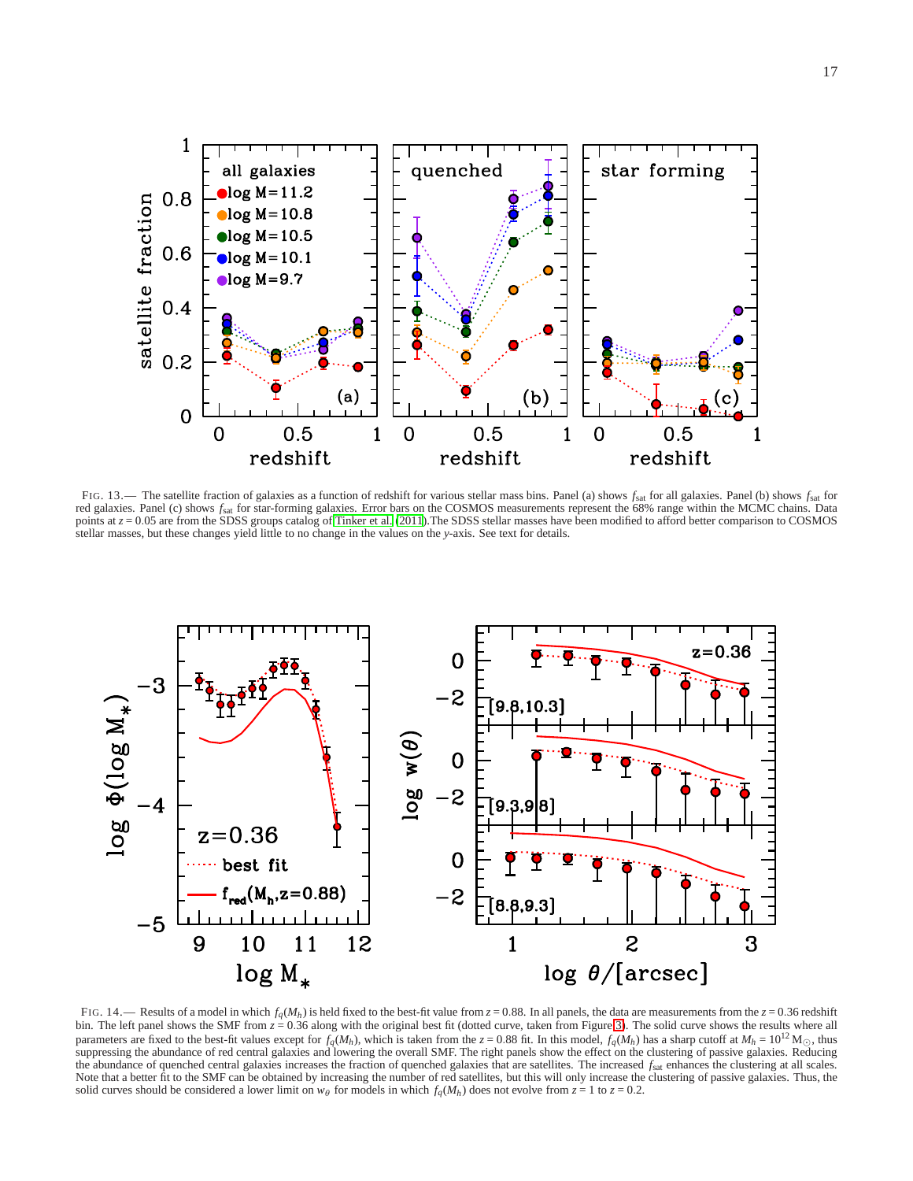FIG. 13.— The satellite fraction of galaxies as a function of redshift for various stellar mass bins. Panel (a) shows $f_{\rm sat}$ for all galaxies. Panel (b) shows $f_{\rm sat}$ for red galaxies. Panel (c) shows $f_{\rm sat}$ for star-forming galaxies. Error bars on the COSMOS measurements represent the 68% range within the MCMC chains. Data points at $z = 0.05$ are from the SDSS groups catalog of Tinker et al. (2011).The SDSS stellar masses have been modified to afford better comparison to COSMOS stellar masses, but these changes yield little to no change in the values on the $y$-axis. See text for details.

FIG. 14.— Results of a model in which $f_q(M_h)$ is held fixed to the best-fit value from $z = 0.88$. In all panels, the data are measurements from the $z = 0.36$ redshift bin. The left panel shows the SMF from $z = 0.36$ along with the original best fit (dotted curve, taken from Figure 3). The solid curve shows the results where all parameters are fixed to the best-fit values except for $f_q(M_h)$, which is taken from the $z = 0.88$ fit. In this model, $f_q(M_h)$ has a sharp cutoff at $M_h = 10^{12}\,M_\odot$, thus suppressing the abundance of red central galaxies and lowering the overall SMF. The right panels show the effect on the clustering of passive galaxies. Reducing the abundance of quenched central galaxies increases the fraction of quenched galaxies that are satellites. The increased $f_{\rm sat}$ enhances the clustering at all scales. Note that a better fit to the SMF can be obtained by increasing the number of red satellites, but this will only increase the clustering of passive galaxies. Thus, the solid curves should be considered a lower limit on $w_\theta$ for models in which $f_q(M_h)$ does not evolve from $z = 1$ to $z = 0.2$.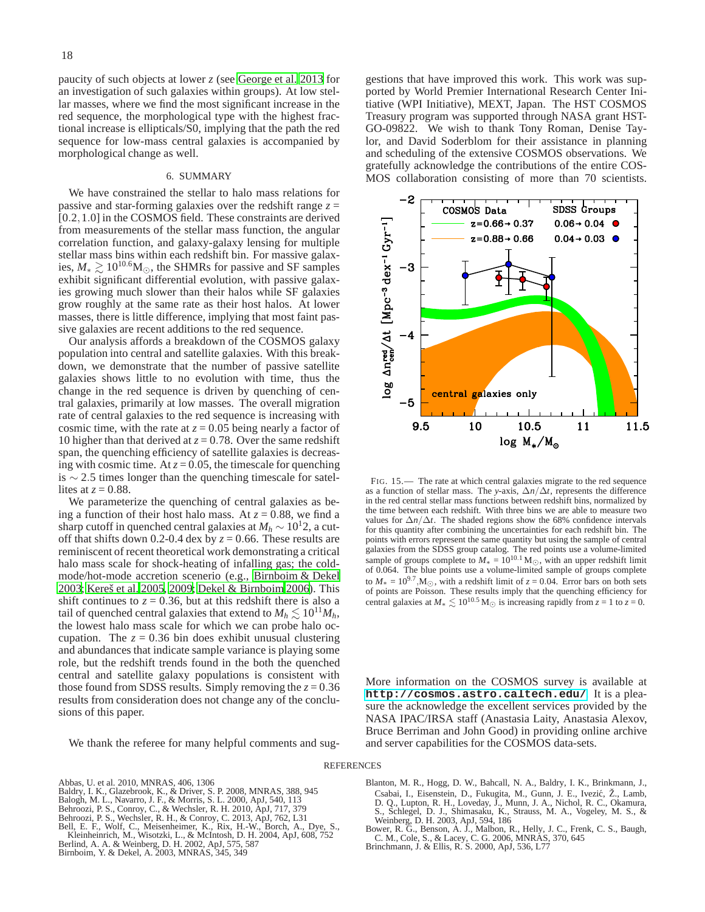paucity of such objects at lower $z$ (see George et al. 2013 for an investigation of such galaxies within groups). At low stellar masses, where we find the most significant increase in the red sequence, the morphological type with the highest fractional increase is ellipticals/S0, implying that the path the red sequence for low-mass central galaxies is accompanied by morphological change as well.

## 6. SUMMARY

We have constrained the stellar to halo mass relations for passive and star-forming galaxies over the redshift range $z = [0.2, 1.0]$ in the COSMOS field. These constraints are derived from measurements of the stellar mass function, the angular correlation function, and galaxy-galaxy lensing for multiple stellar mass bins within each redshift bin. For massive galaxies, $M_* \gtrsim 10^{10.6}\mathrm{M}_\odot$, the SHMRs for passive and SF samples exhibit significant differential evolution, with passive galaxies growing much slower than their halos while SF galaxies grow roughly at the same rate as their host halos. At lower masses, there is little difference, implying that most faint passive galaxies are recent additions to the red sequence.

Our analysis affords a breakdown of the COSMOS galaxy population into central and satellite galaxies. With this breakdown, we demonstrate that the number of passive satellite galaxies shows little to no evolution with time, thus the change in the red sequence is driven by quenching of central galaxies, primarily at low masses. The overall migration rate of central galaxies to the red sequence is increasing with cosmic time, with the rate at $z = 0.05$ being nearly a factor of 10 higher than that derived at $z = 0.78$. Over the same redshift span, the quenching efficiency of satellite galaxies is decreasing with cosmic time. At $z = 0.05$, the timescale for quenching is $\sim 2.5$ times longer than the quenching timescale for satellites at $z = 0.88$.

We parameterize the quenching of central galaxies as being a function of their host halo mass. At $z = 0.88$, we find a sharp cutoff in quenched central galaxies at $M_h \sim 10^12$, a cutoff that shifts down 0.2-0.4 dex by $z = 0.66$. These results are reminiscent of recent theoretical work demonstrating a critical halo mass scale for shock-heating of infalling gas; the cold-mode/hot-mode accretion scenerio (e.g., Birnboim & Dekel 2003; Kereš et al. 2005, 2009; Dekel & Birnboim 2006). This shift continues to $z = 0.36$, but at this redshift there is also a tail of quenched central galaxies that extend to $M_h \lesssim 10^{11}M_h$, the lowest halo mass scale for which we can probe halo occupation. The $z = 0.36$ bin does exhibit unusual clustering and abundances that indicate sample variance is playing some role, but the redshift trends found in the both the quenched central and satellite galaxy populations is consistent with those found from SDSS results. Simply removing the $z = 0.36$ results from consideration does not change any of the conclusions of this paper.

We thank the referee for many helpful comments and suggestions that have improved this work. This work was supported by World Premier International Research Center Initiative (WPI Initiative), MEXT, Japan. The HST COSMOS Treasury program was supported through NASA grant HST-GO-09822. We wish to thank Tony Roman, Denise Taylor, and David Soderblom for their assistance in planning and scheduling of the extensive COSMOS observations. We gratefully acknowledge the contributions of the entire COSMOS collaboration consisting of more than 70 scientists.

FIG. 15.— The rate at which central galaxies migrate to the red sequence as a function of stellar mass. The $y$-axis, $\Delta n/\Delta t$, represents the difference in the red central stellar mass functions between redshift bins, normalized by the time between each redshift. With three bins we are able to measure two values for $\Delta n/\Delta t$. The shaded regions show the 68% confidence intervals for this quantity after combining the uncertainties for each redshift bin. The points with errors represent the same quantity but using the sample of central galaxies from the SDSS group catalog. The red points use a volume-limited sample of groups complete to $M_* = 10^{10.1}\,\mathrm{M}_\odot$, with an upper redshift limit of 0.064. The blue points use a volume-limited sample of groups complete to $M_* = 10^{9.7}\,\mathrm{M}_\odot$, with a redshift limit of $z = 0.04$. Error bars on both sets of points are Poisson. These results imply that the quenching efficiency for central galaxies at $M_* \lesssim 10^{10.5}\,\mathrm{M}_\odot$ is increasing rapidly from $z = 1$ to $z = 0$.

More information on the COSMOS survey is available at **http://cosmos.astro.caltech.edu/**. It is a pleasure the acknowledge the excellent services provided by the NASA IPAC/IRSA staff (Anastasia Laity, Anastasia Alexov, Bruce Berriman and John Good) in providing online archive and server capabilities for the COSMOS data-sets.

## REFERENCES

Abbas, U. et al. 2010, MNRAS, 406, 1306
Baldry, I. K., Glazebrook, K., & Driver, S. P. 2008, MNRAS, 388, 945
Balogh, M. L., Navarro, J. F., & Morris, S. L. 2000, ApJ, 540, 113
Behroozi, P. S., Conroy, C., & Wechsler, R. H. 2010, ApJ, 717, 379
Behroozi, P. S., Wechsler, R. H., & Conroy, C. 2013, ApJ, 762, L31
Bell, E. F., Wolf, C., Meisenheimer, K., Rix, H.-W., Borch, A., Dye, S., Kleinheinrich, M., Wisotzki, L., & McIntosh, D. H. 2004, ApJ, 608, 752
Berlind, A. A. & Weinberg, D. H. 2002, ApJ, 575, 587
Birnboim, Y. & Dekel, A. 2003, MNRAS, 345, 349
Blanton, M. R., Hogg, D. W., Bahcall, N. A., Baldry, I. K., Brinkmann, J., Csabai, I., Eisenstein, D., Fukugita, M., Gunn, J. E., Ivezić, Ž., Lamb, D. Q., Lupton, R. H., Loveday, J., Munn, J. A., Nichol, R. C., Okamura, S., Schlegel, D. J., Shimasaku, K., Strauss, M. A., Vogeley, M. S., & Weinberg, D. H. 2003, ApJ, 594, 186
Bower, R. G., Benson, A. J., Malbon, R., Helly, J. C., Frenk, C. S., Baugh, C. M., Cole, S., & Lacey, C. G. 2006, MNRAS, 370, 645
Brinchmann, J. & Ellis, R. S. 2000, ApJ, 536, L77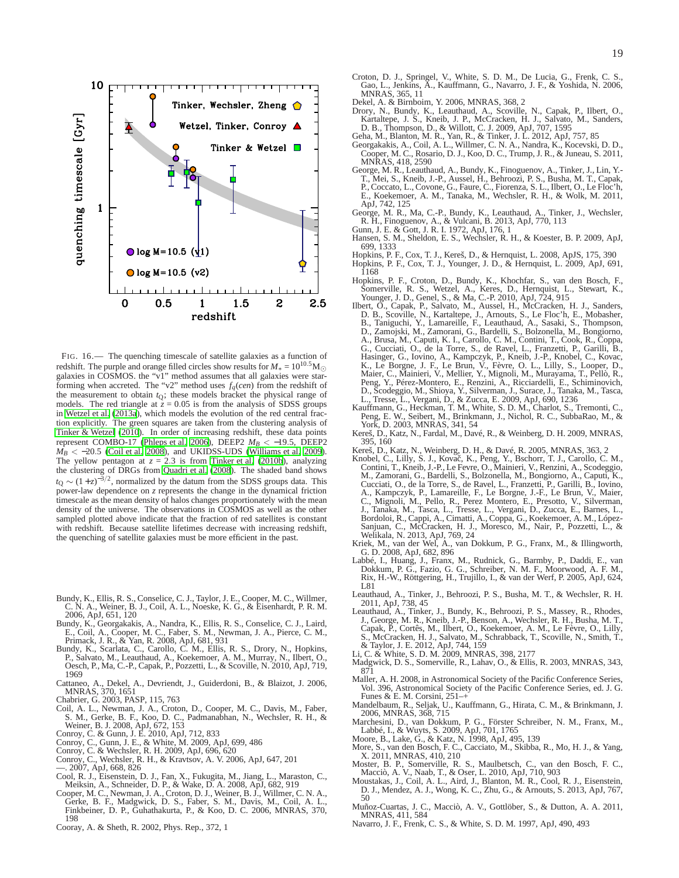FIG. 16.— The quenching timescale of satellite galaxies as a function of redshift. The purple and orange filled circles show results for $M_* = 10^{10.5}\mathrm{M}_\odot$ galaxies in COSMOS. the "v1" method assumes that all galaxies were star-forming when accreted. The "v2" method uses $f_q(cen)$ from the redshift of the measurement to obtain $t_Q$; these models bracket the physical range of models. The red triangle at $z = 0.05$ is from the analysis of SDSS groups in Wetzel et al. (2013a), which models the evolution of the red central fraction explicitly. The green squares are taken from the clustering analysis of Tinker & Wetzel (2010). In order of increasing redshift, these data points represent COMBO-17 (Phleps et al. 2006), DEEP2 $M_B < -19.5$, DEEP2 $M_B < -20.5$ (Coil et al. 2008), and UKIDSS-UDS (Williams et al. 2009). The yellow pentagon at $z = 2.3$ is from Tinker et al. (2010b), analyzing the clustering of DRGs from Quadri et al. (2008). The shaded band shows $t_Q \sim (1+z)^{-3/2}$, normalized by the datum from the SDSS groups data. This power-law dependence on $z$ represents the change in the dynamical friction timescale as the mean density of halos changes proportionately with the mean density of the universe. The observations in COSMOS as well as the other sampled plotted above indicate that the fraction of red satellites is constant with redshift. Because satellite lifetimes decrease with increasing redshift, the quenching of satellite galaxies must be more efficient in the past.

Bundy, K., Ellis, R. S., Conselice, C. J., Taylor, J. E., Cooper, M. C., Willmer, C. N. A., Weiner, B. J., Coil, A. L., Noeske, K. G., & Eisenhardt, P. R. M. 2006, ApJ, 651, 120
Bundy, K., Georgakakis, A., Nandra, K., Ellis, R. S., Conselice, C. J., Laird, E., Coil, A., Cooper, M. C., Faber, S. M., Newman, J. A., Pierce, C. M., Primack, J. R., & Yan, R. 2008, ApJ, 681, 931
Bundy, K., Scarlata, C., Carollo, C. M., Ellis, R. S., Drory, N., Hopkins, P., Salvato, M., Leauthaud, A., Koekemoer, A. M., Murray, N., Ilbert, O., Oesch, P., Ma, C.-P., Capak, P., Pozzetti, L., & Scoville, N. 2010, ApJ, 719, 1969
Cattaneo, A., Dekel, A., Devriendt, J., Guiderdoni, B., & Blaizot, J. 2006, MNRAS, 370, 1651
Chabrier, G. 2003, PASP, 115, 763
Coil, A. L., Newman, J. A., Croton, D., Cooper, M. C., Davis, M., Faber, S. M., Gerke, B. F., Koo, D. C., Padmanabhan, N., Wechsler, R. H., & Weiner, B. J. 2008, ApJ, 672, 153
Conroy, C. & Gunn, J. E. 2010, ApJ, 712, 833
Conroy, C., Gunn, J. E., & White, M. 2009, ApJ, 699, 486
Conroy, C. & Wechsler, R. H. 2009, ApJ, 696, 620
Conroy, C., Wechsler, R. H., & Kravtsov, A. V. 2006, ApJ, 647, 201
—. 2007, ApJ, 668, 826
Cool, R. J., Eisenstein, D. J., Fan, X., Fukugita, M., Jiang, L., Maraston, C., Meiksin, A., Schneider, D. P., & Wake, D. A. 2008, ApJ, 682, 919
Cooper, M. C., Newman, J. A., Croton, D. J., Weiner, B. J., Willmer, C. N. A., Gerke, B. F., Madgwick, D. S., Faber, S. M., Davis, M., Coil, A. L., Finkbeiner, D. P., Guhathakurta, P., & Koo, D. C. 2006, MNRAS, 370, 198
Cooray, A. & Sheth, R. 2002, Phys. Rep., 372, 1
Croton, D. J., Springel, V., White, S. D. M., De Lucia, G., Frenk, C. S., Gao, L., Jenkins, A., Kauffmann, G., Navarro, J. F., & Yoshida, N. 2006, MNRAS, 365, 11
Dekel, A. & Birnboim, Y. 2006, MNRAS, 368, 2
Drory, N., Bundy, K., Leauthaud, A., Scoville, N., Capak, P., Ilbert, O., Kartaltepe, J. S., Kneib, J. P., McCracken, H. J., Salvato, M., Sanders, D. B., Thompson, D., & Willott, C. J. 2009, ApJ, 707, 1595
Geha, M., Blanton, M. R., Yan, R., & Tinker, J. L. 2012, ApJ, 757, 85
Georgakakis, A., Coil, A. L., Willmer, C. N. A., Nandra, K., Kocevski, D. D., Cooper, M. C., Rosario, D. J., Koo, D. C., Trump, J. R., & Juneau, S. 2011, MNRAS, 418, 2590
George, M. R., Leauthaud, A., Bundy, K., Finoguenov, A., Tinker, J., Lin, Y.-T., Mei, S., Kneib, J.-P., Aussel, H., Behroozi, P. S., Busha, M. T., Capak, P., Coccato, L., Covone, G., Faure, C., Fiorenza, S. L., Ilbert, O., Le Floc'h, E., Koekemoer, A. M., Tanaka, M., Wechsler, R. H., & Wolk, M. 2011, ApJ, 742, 125
George, M. R., Ma, C.-P., Bundy, K., Leauthaud, A., Tinker, J., Wechsler, R. H., Finoguenov, A., & Vulcani, B. 2013, ApJ, 770, 113
Gunn, J. E. & Gott, J. R. I. 1972, ApJ, 176, 1
Hansen, S. M., Sheldon, E. S., Wechsler, R. H., & Koester, B. P. 2009, ApJ, 699, 1333
Hopkins, P. F., Cox, T. J., Kereš, D., & Hernquist, L. 2008, ApJS, 175, 390
Hopkins, P. F., Cox, T. J., Younger, J. D., & Hernquist, L. 2009, ApJ, 691, 1168
Hopkins, P. F., Croton, D., Bundy, K., Khochfar, S., van den Bosch, F., Somerville, R. S., Wetzel, A., Keres, D., Hernquist, L., Stewart, K., Younger, J. D., Genel, S., & Ma, C.-P. 2010, ApJ, 724, 915
Ilbert, O., Capak, P., Salvato, M., Aussel, H., McCracken, H. J., Sanders, D. B., Scoville, N., Kartaltepe, J., Arnouts, S., Le Floc'h, E., Mobasher, B., Taniguchi, Y., Lamareille, F., Leauthaud, A., Sasaki, S., Thompson, D., Zamojski, M., Zamorani, G., Bardelli, S., Bolzonella, M., Bongiorno, A., Brusa, M., Caputi, K. I., Carollo, C. M., Contini, T., Cook, R., Coppa, G., Cucciati, O., de la Torre, S., de Ravel, L., Franzetti, P., Garilli, B., Hasinger, G., Iovino, A., Kampczyk, P., Kneib, J.-P., Knobel, C., Kovac, K., Le Borgne, J. F., Le Brun, V., Fèvre, O. L., Lilly, S., Looper, D., Maier, C., Mainieri, V., Mellier, Y., Mignoli, M., Murayama, T., Pellò, R., Peng, Y., Pérez-Montero, E., Renzini, A., Ricciardelli, E., Schiminovich, D., Scodeggio, M., Shioya, Y., Silverman, J., Surace, J., Tanaka, M., Tasca, L., Tresse, L., Vergani, D., & Zucca, E. 2009, ApJ, 690, 1236
Kauffmann, G., Heckman, T. M., White, S. D. M., Charlot, S., Tremonti, C., Peng, E. W., Seibert, M., Brinkmann, J., Nichol, R. C., SubbaRao, M., & York, D. 2003, MNRAS, 341, 54
Kereš, D., Katz, N., Fardal, M., Davé, R., & Weinberg, D. H. 2009, MNRAS, 395, 160
Kereš, D., Katz, N., Weinberg, D. H., & Davé, R. 2005, MNRAS, 363, 2
Knobel, C., Lilly, S. J., Kovač, K., Peng, Y., Bschorr, T. J., Carollo, C. M., Contini, T., Kneib, J.-P., Le Fevre, O., Mainieri, V., Renzini, A., Scodeggio, M., Zamorani, G., Bardelli, S., Bolzonella, M., Bongiorno, A., Caputi, K., Cucciati, O., de la Torre, S., de Ravel, L., Franzetti, P., Garilli, B., Iovino, A., Kampczyk, P., Lamareille, F., Le Borgne, J.-F., Le Brun, V., Maier, C., Mignoli, M., Pello, R., Perez Montero, E., Presotto, V., Silverman, J., Tanaka, M., Tasca, L., Tresse, L., Vergani, D., Zucca, E., Barnes, L., Bordoloi, R., Cappi, A., Cimatti, A., Coppa, G., Koekemoer, A. M., López-Sanjuan, C., McCracken, H. J., Moresco, M., Nair, P., Pozzetti, L., & Welikala, N. 2013, ApJ, 769, 24
Kriek, M., van der Wel, A., van Dokkum, P. G., Franx, M., & Illingworth, G. D. 2008, ApJ, 682, 896
Labbé, I., Huang, J., Franx, M., Rudnick, G., Barmby, P., Daddi, E., van Dokkum, P. G., Fazio, G. G., Schreiber, N. M. F., Moorwood, A. F. M., Rix, H.-W., Röttgering, H., Trujillo, I., & van der Werf, P. 2005, ApJ, 624, L81
Leauthaud, A., Tinker, J., Behroozi, P. S., Busha, M. T., & Wechsler, R. H. 2011, ApJ, 738, 45
Leauthaud, A., Tinker, J., Bundy, K., Behroozi, P. S., Massey, R., Rhodes, J., George, M. R., Kneib, J.-P., Benson, A., Wechsler, R. H., Busha, M. T., Capak, P., Cortês, M., Ilbert, O., Koekemoer, A. M., Le Fèvre, O., Lilly, S., McCracken, H. J., Salvato, M., Schrabback, T., Scoville, N., Smith, T., & Taylor, J. E. 2012, ApJ, 744, 159
Li, C. & White, S. D. M. 2009, MNRAS, 398, 2177
Madgwick, D. S., Somerville, R., Lahav, O., & Ellis, R. 2003, MNRAS, 343, 871
Maller, A. H. 2008, in Astronomical Society of the Pacific Conference Series, Vol. 396, Astronomical Society of the Pacific Conference Series, ed. J. G. Funes & E. M. Corsini, 251–+
Mandelbaum, R., Seljak, U., Kauffmann, G., Hirata, C. M., & Brinkmann, J. 2006, MNRAS, 368, 715
Marchesini, D., van Dokkum, P. G., Förster Schreiber, N. M., Franx, M., Labbé, I., & Wuyts, S. 2009, ApJ, 701, 1765
Moore, B., Lake, G., & Katz, N. 1998, ApJ, 495, 139
More, S., van den Bosch, F. C., Cacciato, M., Skibba, R., Mo, H. J., & Yang, X. 2011, MNRAS, 410, 210
Moster, B. P., Somerville, R. S., Maulbetsch, C., van den Bosch, F. C., Macciò, A. V., Naab, T., & Oser, L. 2010, ApJ, 710, 903
Moustakas, J., Coil, A. L., Aird, J., Blanton, M. R., Cool, R. J., Eisenstein, D. J., Mendez, A. J., Wong, K. C., Zhu, G., & Arnouts, S. 2013, ApJ, 767, 50
Muñoz-Cuartas, J. C., Macciò, A. V., Gottlöber, S., & Dutton, A. A. 2011, MNRAS, 411, 584
Navarro, J. F., Frenk, C. S., & White, S. D. M. 1997, ApJ, 490, 493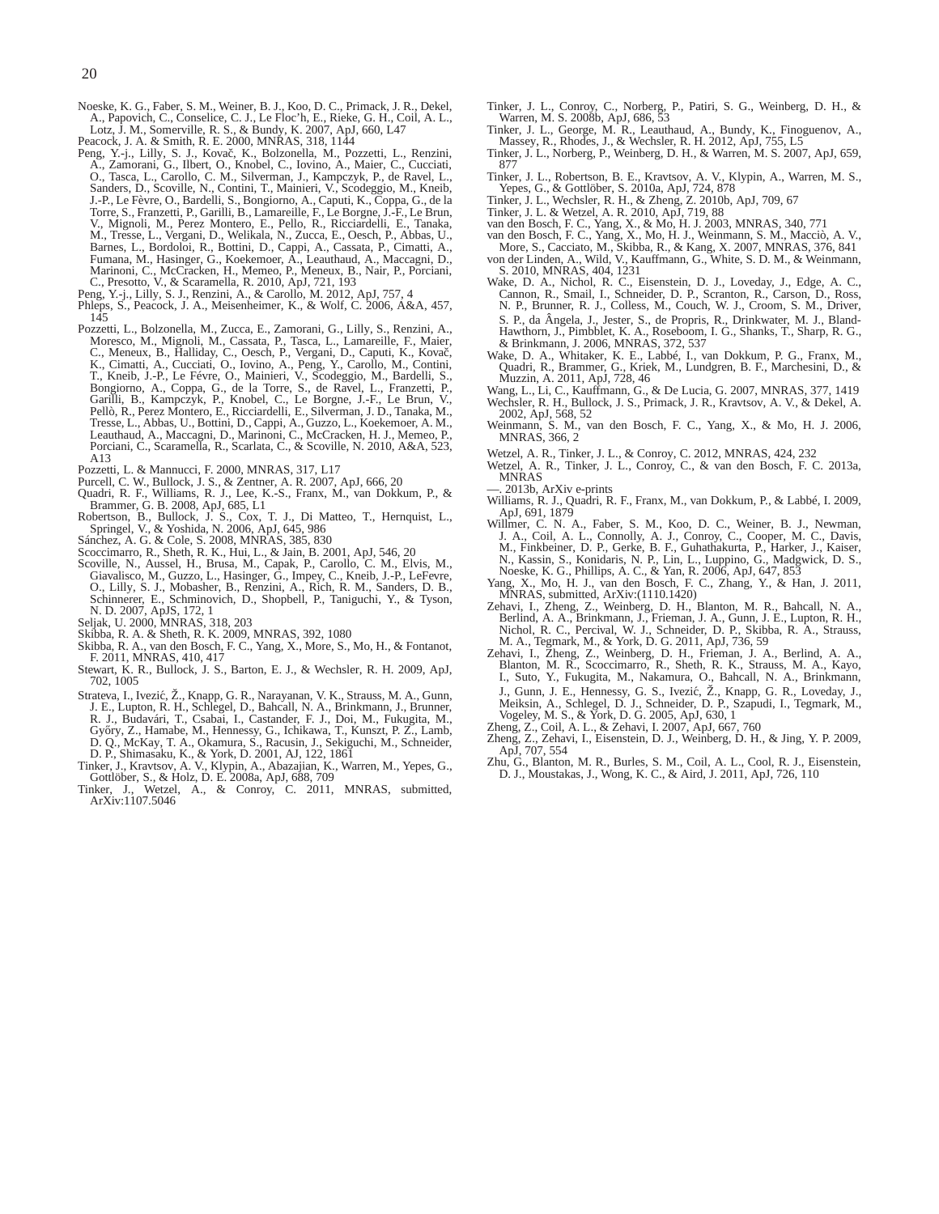Noeske, K. G., Faber, S. M., Weiner, B. J., Koo, D. C., Primack, J. R., Dekel, A., Papovich, C., Conselice, C. J., Le Floc'h, E., Rieke, G. H., Coil, A. L., Lotz, J. M., Somerville, R. S., & Bundy, K. 2007, ApJ, 660, L47

Peacock, J. A. & Smith, R. E. 2000, MNRAS, 318, 1144

Peng, Y.-j., Lilly, S. J., Kovač, K., Bolzonella, M., Pozzetti, L., Renzini, A., Zamorani, G., Ilbert, O., Knobel, C., Iovino, A., Maier, C., Cucciati, O., Tasca, L., Carollo, C. M., Silverman, J., Kampczyk, P., de Ravel, L., Sanders, D., Scoville, N., Contini, T., Mainieri, V., Scodeggio, M., Kneib, J.-P., Le Fèvre, O., Bardelli, S., Bongiorno, A., Caputi, K., Coppa, G., de la Torre, S., Franzetti, P., Garilli, B., Lamareille, F., Le Borgne, J.-F., Le Brun, V., Mignoli, M., Perez Montero, E., Pello, R., Ricciardelli, E., Tanaka, M., Tresse, L., Vergani, D., Welikala, N., Zucca, E., Oesch, P., Abbas, U., Barnes, L., Bordoloi, R., Bottini, D., Cappi, A., Cassata, P., Cimatti, A., Fumana, M., Hasinger, G., Koekemoer, A., Leauthaud, A., Maccagni, D., Marinoni, C., McCracken, H., Memeo, P., Meneux, B., Nair, P., Porciani, C., Presotto, V., & Scaramella, R. 2010, ApJ, 721, 193

Peng, Y.-j., Lilly, S. J., Renzini, A., & Carollo, M. 2012, ApJ, 757, 4

Phleps, S., Peacock, J. A., Meisenheimer, K., & Wolf, C. 2006, A&A, 457, 145

Pozzetti, L., Bolzonella, M., Zucca, E., Zamorani, G., Lilly, S., Renzini, A., Moresco, M., Mignoli, M., Cassata, P., Tasca, L., Lamareille, F., Maier, C., Meneux, B., Halliday, C., Oesch, P., Vergani, D., Caputi, K., Kovač, K., Cimatti, A., Cucciati, O., Iovino, A., Peng, Y., Carollo, M., Contini, T., Kneib, J.-P., Le Févre, O., Mainieri, V., Scodeggio, M., Bardelli, S., Bongiorno, A., Coppa, G., de la Torre, S., de Ravel, L., Franzetti, P., Garilli, B., Kampczyk, P., Knobel, C., Le Borgne, J.-F., Le Brun, V., Pellò, R., Perez Montero, E., Ricciardelli, E., Silverman, J. D., Tanaka, M., Tresse, L., Abbas, U., Bottini, D., Cappi, A., Guzzo, L., Koekemoer, A. M., Leauthaud, A., Maccagni, D., Marinoni, C., McCracken, H. J., Memeo, P., Porciani, C., Scaramella, R., Scarlata, C., & Scoville, N. 2010, A&A, 523, A13

Pozzetti, L. & Mannucci, F. 2000, MNRAS, 317, L17

Purcell, C. W., Bullock, J. S., & Zentner, A. R. 2007, ApJ, 666, 20

Quadri, R. F., Williams, R. J., Lee, K.-S., Franx, M., van Dokkum, P., & Brammer, G. B. 2008, ApJ, 685, L1

Robertson, B., Bullock, J. S., Cox, T. J., Di Matteo, T., Hernquist, L., Springel, V., & Yoshida, N. 2006, ApJ, 645, 986

Sánchez, A. G. & Cole, S. 2008, MNRAS, 385, 830

Scoccimarro, R., Sheth, R. K., Hui, L., & Jain, B. 2001, ApJ, 546, 20

Scoville, N., Aussel, H., Brusa, M., Capak, P., Carollo, C. M., Elvis, M., Giavalisco, M., Guzzo, L., Hasinger, G., Impey, C., Kneib, J.-P., LeFevre, O., Lilly, S. J., Mobasher, B., Renzini, A., Rich, R. M., Sanders, D. B., Schinnerer, E., Schminovich, D., Shopbell, P., Taniguchi, Y., & Tyson, N. D. 2007, ApJS, 172, 1

Seljak, U. 2000, MNRAS, 318, 203

Skibba, R. A. & Sheth, R. K. 2009, MNRAS, 392, 1080

Skibba, R. A., van den Bosch, F. C., Yang, X., More, S., Mo, H., & Fontanot, F. 2011, MNRAS, 410, 417

Stewart, K. R., Bullock, J. S., Barton, E. J., & Wechsler, R. H. 2009, ApJ, 702, 1005

Strateva, I., Ivezić, Ž., Knapp, G. R., Narayanan, V. K., Strauss, M. A., Gunn, J. E., Lupton, R. H., Schlegel, D., Bahcall, N. A., Brinkmann, J., Brunner, R. J., Budavári, T., Csabai, I., Castander, F. J., Doi, M., Fukugita, M., Győry, Z., Hamabe, M., Hennessy, G., Ichikawa, T., Kunszt, P. Z., Lamb, D. Q., McKay, T. A., Okamura, S., Racusin, J., Sekiguchi, M., Schneider, D. P., Shimasaku, K., & York, D. 2001, AJ, 122, 1861

Tinker, J., Kravtsov, A. V., Klypin, A., Abazajian, K., Warren, M., Yepes, G., Gottlöber, S., & Holz, D. E. 2008a, ApJ, 688, 709

Tinker, J., Wetzel, A., & Conroy, C. 2011, MNRAS, submitted, ArXiv:1107.5046

Tinker, J. L., Conroy, C., Norberg, P., Patiri, S. G., Weinberg, D. H., & Warren, M. S. 2008b, ApJ, 686, 53

Tinker, J. L., George, M. R., Leauthaud, A., Bundy, K., Finoguenov, A., Massey, R., Rhodes, J., & Wechsler, R. H. 2012, ApJ, 755, L5

Tinker, J. L., Norberg, P., Weinberg, D. H., & Warren, M. S. 2007, ApJ, 659, 877

Tinker, J. L., Robertson, B. E., Kravtsov, A. V., Klypin, A., Warren, M. S., Yepes, G., & Gottlöber, S. 2010a, ApJ, 724, 878

Tinker, J. L., Wechsler, R. H., & Zheng, Z. 2010b, ApJ, 709, 67

Tinker, J. L. & Wetzel, A. R. 2010, ApJ, 719, 88

van den Bosch, F. C., Yang, X., & Mo, H. J. 2003, MNRAS, 340, 771

van den Bosch, F. C., Yang, X., Mo, H. J., Weinmann, S. M., Macciò, A. V., More, S., Cacciato, M., Skibba, R., & Kang, X. 2007, MNRAS, 376, 841

von der Linden, A., Wild, V., Kauffmann, G., White, S. D. M., & Weinmann, S. 2010, MNRAS, 404, 1231

Wake, D. A., Nichol, R. C., Eisenstein, D. J., Loveday, J., Edge, A. C., Cannon, R., Smail, I., Schneider, D. P., Scranton, R., Carson, D., Ross, N. P., Brunner, R. J., Colless, M., Couch, W. J., Croom, S. M., Driver, S. P., da Ângela, J., Jester, S., de Propris, R., Drinkwater, M. J., Bland-Hawthorn, J., Pimbblet, K. A., Roseboom, I. G., Shanks, T., Sharp, R. G., & Brinkmann, J. 2006, MNRAS, 372, 537

Wake, D. A., Whitaker, K. E., Labbé, I., van Dokkum, P. G., Franx, M., Quadri, R., Brammer, G., Kriek, M., Lundgren, B. F., Marchesini, D., & Muzzin, A. 2011, ApJ, 728, 46

Wang, L., Li, C., Kauffmann, G., & De Lucia, G. 2007, MNRAS, 377, 1419

Wechsler, R. H., Bullock, J. S., Primack, J. R., Kravtsov, A. V., & Dekel, A. 2002, ApJ, 568, 52

Weinmann, S. M., van den Bosch, F. C., Yang, X., & Mo, H. J. 2006, MNRAS, 366, 2

Wetzel, A. R., Tinker, J. L., & Conroy, C. 2012, MNRAS, 424, 232

Wetzel, A. R., Tinker, J. L., Conroy, C., & van den Bosch, F. C. 2013a, MNRAS

—. 2013b, ArXiv e-prints

Williams, R. J., Quadri, R. F., Franx, M., van Dokkum, P., & Labbé, I. 2009, ApJ, 691, 1879

Willmer, C. N. A., Faber, S. M., Koo, D. C., Weiner, B. J., Newman, J. A., Coil, A. L., Connolly, A. J., Conroy, C., Cooper, M. C., Davis, M., Finkbeiner, D. P., Gerke, B. F., Guhathakurta, P., Harker, J., Kaiser, N., Kassin, S., Konidaris, N. P., Lin, L., Luppino, G., Madgwick, D. S., Noeske, K. G., Phillips, A. C., & Yan, R. 2006, ApJ, 647, 853

Yang, X., Mo, H. J., van den Bosch, F. C., Zhang, Y., & Han, J. 2011, MNRAS, submitted, ArXiv:(1110.1420)

Zehavi, I., Zheng, Z., Weinberg, D. H., Blanton, M. R., Bahcall, N. A., Berlind, A. A., Brinkmann, J., Frieman, J. A., Gunn, J. E., Lupton, R. H., Nichol, R. C., Percival, W. J., Schneider, D. P., Skibba, R. A., Strauss, M. A., Tegmark, M., & York, D. G. 2011, ApJ, 736, 59

Zehavi, I., Zheng, Z., Weinberg, D. H., Frieman, J. A., Berlind, A. A., Blanton, M. R., Scoccimarro, R., Sheth, R. K., Strauss, M. A., Kayo, I., Suto, Y., Fukugita, M., Nakamura, O., Bahcall, N. A., Brinkmann, J., Gunn, J. E., Hennessy, G. S., Ivezić, Ž., Knapp, G. R., Loveday, J., Meiksin, A., Schlegel, D. J., Schneider, D. P., Szapudi, I., Tegmark, M., Vogeley, M. S., & York, D. G. 2005, ApJ, 630, 1

Zheng, Z., Coil, A. L., & Zehavi, I. 2007, ApJ, 667, 760

Zheng, Z., Zehavi, I., Eisenstein, D. J., Weinberg, D. H., & Jing, Y. P. 2009, ApJ, 707, 554

Zhu, G., Blanton, M. R., Burles, S. M., Coil, A. L., Cool, R. J., Eisenstein, D. J., Moustakas, J., Wong, K. C., & Aird, J. 2011, ApJ, 726, 110